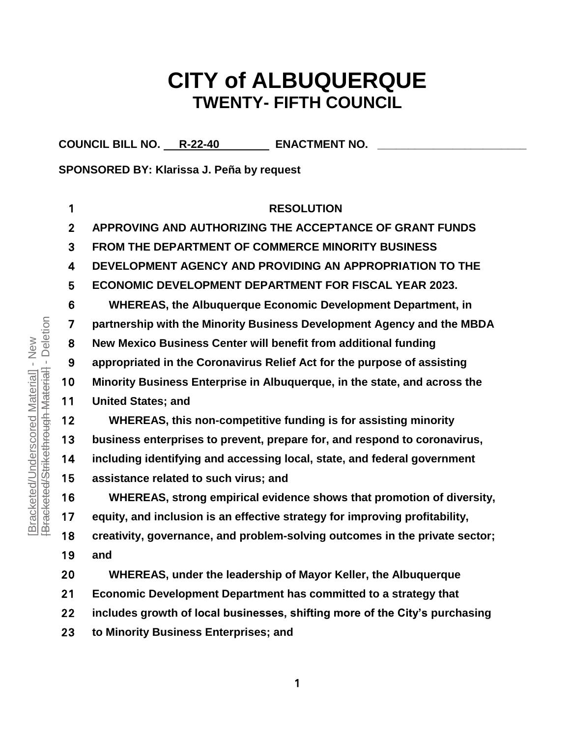# CITY of ALBUQUERQUE
## TWENTY- FIFTH COUNCIL

**COUNCIL BILL NO. R-22-40 ENACTMENT NO. ________________________**

**SPONSORED BY: Klarissa J. Peña by request**

**RESOLUTION**

**APPROVING AND AUTHORIZING THE ACCEPTANCE OF GRANT FUNDS FROM THE DEPARTMENT OF COMMERCE MINORITY BUSINESS DEVELOPMENT AGENCY AND PROVIDING AN APPROPRIATION TO THE ECONOMIC DEVELOPMENT DEPARTMENT FOR FISCAL YEAR 2023.**

**WHEREAS, the Albuquerque Economic Development Department, in partnership with the Minority Business Development Agency and the MBDA New Mexico Business Center will benefit from additional funding appropriated in the Coronavirus Relief Act for the purpose of assisting Minority Business Enterprise in Albuquerque, in the state, and across the United States; and**

**WHEREAS, this non-competitive funding is for assisting minority business enterprises to prevent, prepare for, and respond to coronavirus, including identifying and accessing local, state, and federal government assistance related to such virus; and**

**WHEREAS, strong empirical evidence shows that promotion of diversity, equity, and inclusion is an effective strategy for improving profitability, creativity, governance, and problem-solving outcomes in the private sector; and**

**WHEREAS, under the leadership of Mayor Keller, the Albuquerque Economic Development Department has committed to a strategy that includes growth of local businesses, shifting more of the City's purchasing to Minority Business Enterprises; and**

[Bracketed/Underscored Material] - New
[Bracketed/Strikethrough Material] - Deletion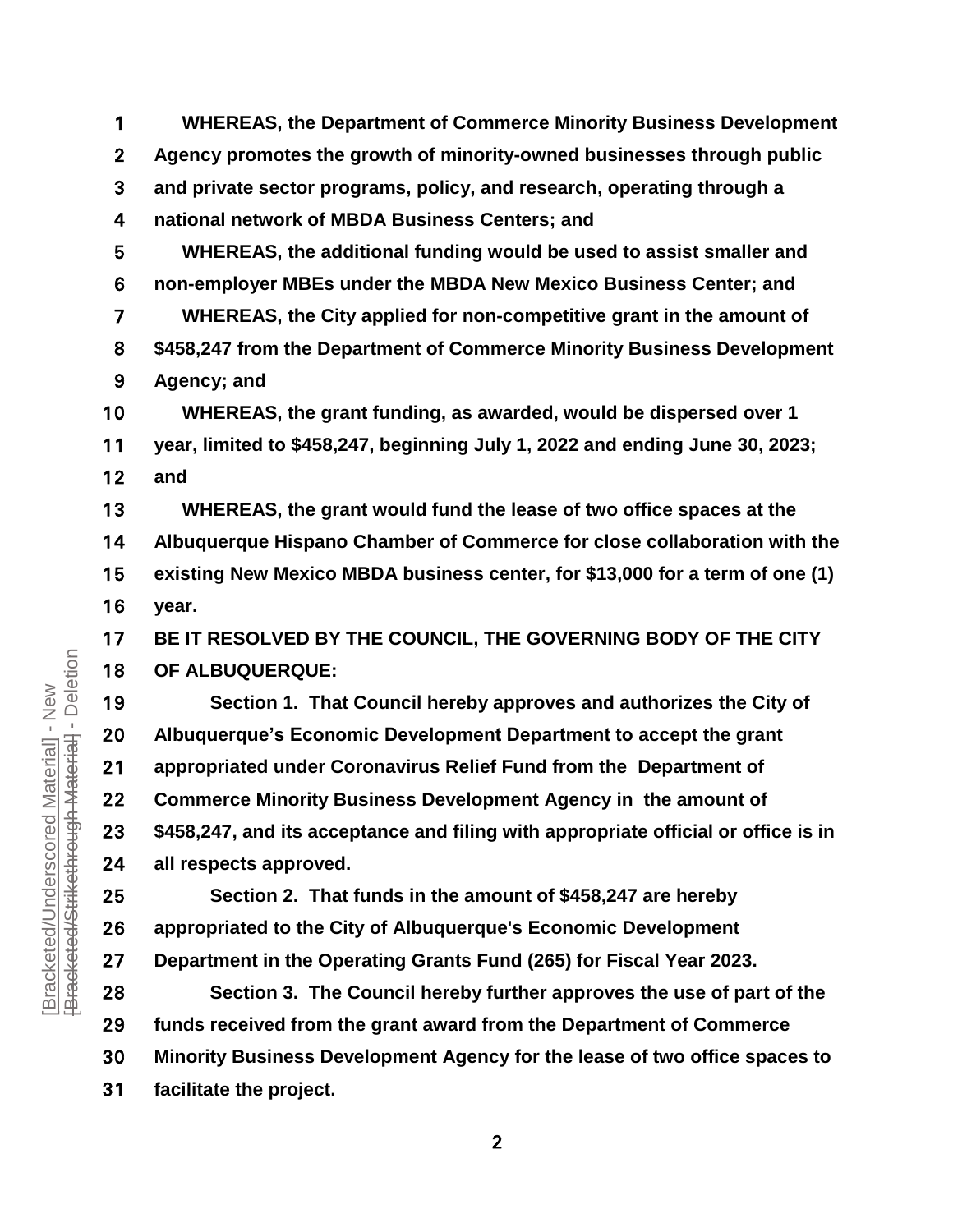**WHEREAS, the Department of Commerce Minority Business Development Agency promotes the growth of minority-owned businesses through public and private sector programs, policy, and research, operating through a national network of MBDA Business Centers; and**

**WHEREAS, the additional funding would be used to assist smaller and non-employer MBEs under the MBDA New Mexico Business Center; and**

**WHEREAS, the City applied for non-competitive grant in the amount of $458,247 from the Department of Commerce Minority Business Development Agency; and**

**WHEREAS, the grant funding, as awarded, would be dispersed over 1 year, limited to $458,247, beginning July 1, 2022 and ending June 30, 2023; and**

**WHEREAS, the grant would fund the lease of two office spaces at the Albuquerque Hispano Chamber of Commerce for close collaboration with the existing New Mexico MBDA business center, for $13,000 for a term of one (1) year.**

**BE IT RESOLVED BY THE COUNCIL, THE GOVERNING BODY OF THE CITY OF ALBUQUERQUE:**

**Section 1. That Council hereby approves and authorizes the City of Albuquerque's Economic Development Department to accept the grant appropriated under Coronavirus Relief Fund from the Department of Commerce Minority Business Development Agency in the amount of $458,247, and its acceptance and filing with appropriate official or office is in all respects approved.**

**Section 2. That funds in the amount of $458,247 are hereby appropriated to the City of Albuquerque's Economic Development Department in the Operating Grants Fund (265) for Fiscal Year 2023.**

**Section 3. The Council hereby further approves the use of part of the funds received from the grant award from the Department of Commerce Minority Business Development Agency for the lease of two office spaces to facilitate the project.**

[Bracketed/Underscored Material] - New
[Bracketed/Strikethrough Material] - Deletion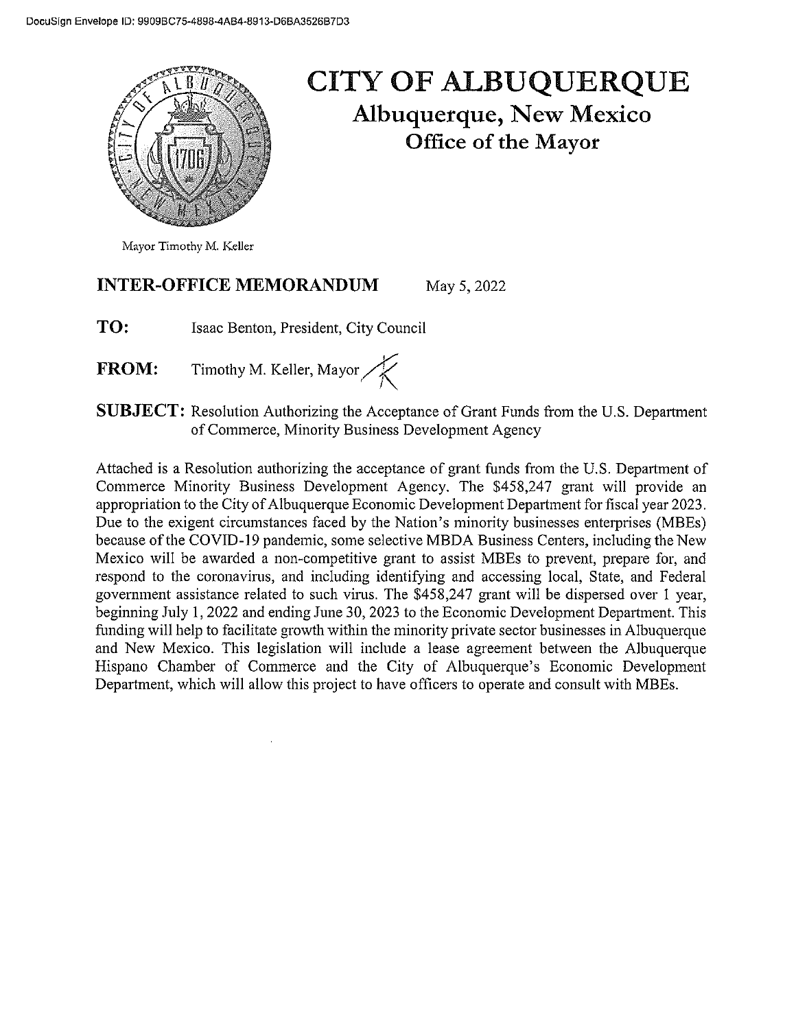DocuSign Envelope ID: 9909BC75-4898-4AB4-8913-D6BA3526B7D3

# CITY OF ALBUQUERQUE

## Albuquerque, New Mexico

### Office of the Mayor

Mayor Timothy M. Keller

**INTER-OFFICE MEMORANDUM** May 5, 2022

**TO:** Isaac Benton, President, City Council

**FROM:** Timothy M. Keller, Mayor

**SUBJECT:** Resolution Authorizing the Acceptance of Grant Funds from the U.S. Department of Commerce, Minority Business Development Agency

Attached is a Resolution authorizing the acceptance of grant funds from the U.S. Department of Commerce Minority Business Development Agency. The $458,247 grant will provide an appropriation to the City of Albuquerque Economic Development Department for fiscal year 2023. Due to the exigent circumstances faced by the Nation's minority businesses enterprises (MBEs) because of the COVID-19 pandemic, some selective MBDA Business Centers, including the New Mexico will be awarded a non-competitive grant to assist MBEs to prevent, prepare for, and respond to the coronavirus, and including identifying and accessing local, State, and Federal government assistance related to such virus. The $458,247 grant will be dispersed over 1 year, beginning July 1, 2022 and ending June 30, 2023 to the Economic Development Department. This funding will help to facilitate growth within the minority private sector businesses in Albuquerque and New Mexico. This legislation will include a lease agreement between the Albuquerque Hispano Chamber of Commerce and the City of Albuquerque's Economic Development Department, which will allow this project to have officers to operate and consult with MBEs.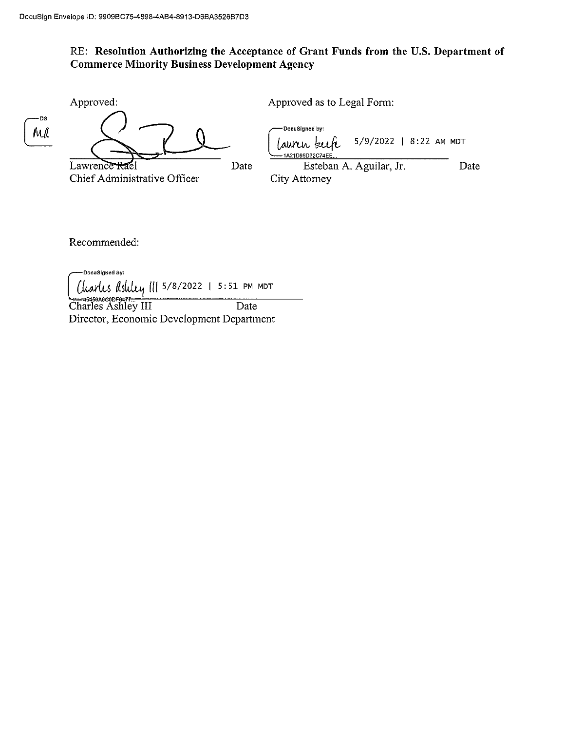DocuSign Envelope ID: 9909BC75-4898-4AB4-8913-D6BA3526B7D3

RE: **Resolution Authorizing the Acceptance of Grant Funds from the U.S. Department of Commerce Minority Business Development Agency**

Approved:

DS
MA

Lawrence Rael Date
Chief Administrative Officer

Approved as to Legal Form:

DocuSigned by:
Lauren Keefe 5/9/2022 | 8:22 AM MDT
1A21D95D32C74EE...

Esteban A. Aguilar, Jr. Date
City Attorney

Recommended:

DocuSigned by:
Charles Ashley III 5/8/2022 | 5:51 PM MDT
45456A8C0DF6477...

Charles Ashley III Date
Director, Economic Development Department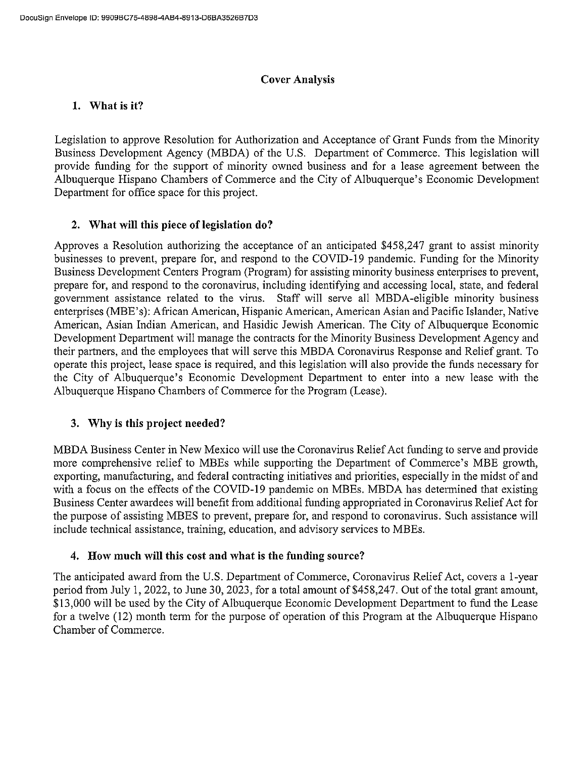# Cover Analysis

## 1. What is it?

Legislation to approve Resolution for Authorization and Acceptance of Grant Funds from the Minority Business Development Agency (MBDA) of the U.S. Department of Commerce. This legislation will provide funding for the support of minority owned business and for a lease agreement between the Albuquerque Hispano Chambers of Commerce and the City of Albuquerque's Economic Development Department for office space for this project.

## 2. What will this piece of legislation do?

Approves a Resolution authorizing the acceptance of an anticipated $458,247 grant to assist minority businesses to prevent, prepare for, and respond to the COVID-19 pandemic. Funding for the Minority Business Development Centers Program (Program) for assisting minority business enterprises to prevent, prepare for, and respond to the coronavirus, including identifying and accessing local, state, and federal government assistance related to the virus. Staff will serve all MBDA-eligible minority business enterprises (MBE's): African American, Hispanic American, American Asian and Pacific Islander, Native American, Asian Indian American, and Hasidic Jewish American. The City of Albuquerque Economic Development Department will manage the contracts for the Minority Business Development Agency and their partners, and the employees that will serve this MBDA Coronavirus Response and Relief grant. To operate this project, lease space is required, and this legislation will also provide the funds necessary for the City of Albuquerque's Economic Development Department to enter into a new lease with the Albuquerque Hispano Chambers of Commerce for the Program (Lease).

## 3. Why is this project needed?

MBDA Business Center in New Mexico will use the Coronavirus Relief Act funding to serve and provide more comprehensive relief to MBEs while supporting the Department of Commerce's MBE growth, exporting, manufacturing, and federal contracting initiatives and priorities, especially in the midst of and with a focus on the effects of the COVID-19 pandemic on MBEs. MBDA has determined that existing Business Center awardees will benefit from additional funding appropriated in Coronavirus Relief Act for the purpose of assisting MBES to prevent, prepare for, and respond to coronavirus. Such assistance will include technical assistance, training, education, and advisory services to MBEs.

## 4. How much will this cost and what is the funding source?

The anticipated award from the U.S. Department of Commerce, Coronavirus Relief Act, covers a 1-year period from July 1, 2022, to June 30, 2023, for a total amount of $458,247. Out of the total grant amount, $13,000 will be used by the City of Albuquerque Economic Development Department to fund the Lease for a twelve (12) month term for the purpose of operation of this Program at the Albuquerque Hispano Chamber of Commerce.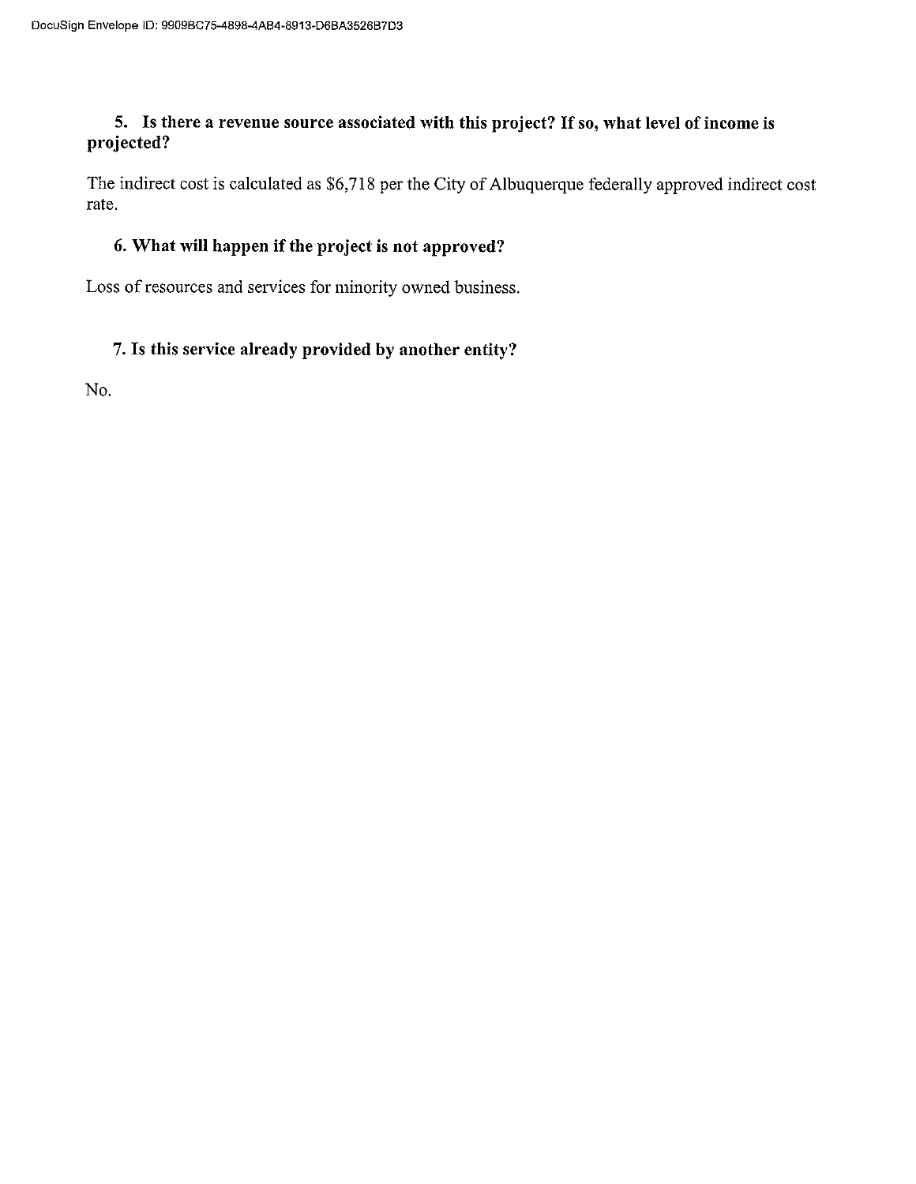**5. Is there a revenue source associated with this project? If so, what level of income is projected?**

The indirect cost is calculated as $6,718 per the City of Albuquerque federally approved indirect cost rate.

**6. What will happen if the project is not approved?**

Loss of resources and services for minority owned business.

**7. Is this service already provided by another entity?**

No.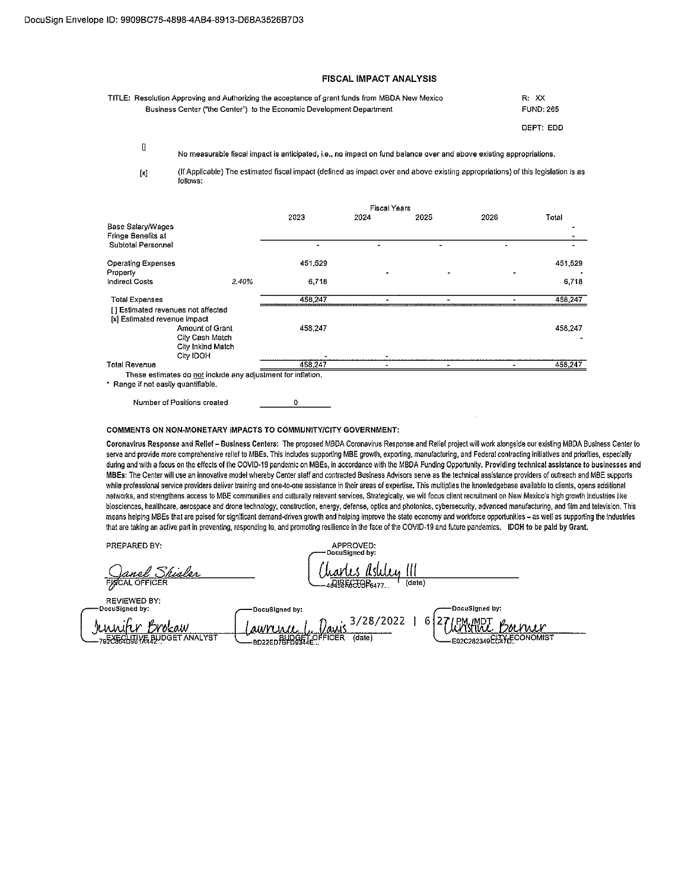DocuSign Envelope ID: 9909BC75-4898-4AB4-8913-D6BA3526B7D3

## FISCAL IMPACT ANALYSIS

TITLE: Resolution Approving and Authorizing the acceptance of grant funds from MBDA New Mexico Business Center ("the Center") to the Economic Development Department

R: XX
FUND: 265
DEPT: EDD

[] No measurable fiscal impact is anticipated, i.e., no impact on fund balance over and above existing appropriations.

[x] (If Applicable) The estimated fiscal impact (defined as impact over and above existing appropriations) of this legislation is as follows:

| | | Fiscal Years | | | | |
|---|---|---|---|---|---|---|
| | | 2023 | 2024 | 2025 | 2026 | Total |
| Base Salary/Wages | | | | | | - |
| Fringe Benefits at | | | | | | - |
| Subtotal Personnel | | - | - | - | - | - |
| Operating Expenses | | 451,529 | | | | 451,529 |
| Property | | | - | - | - | - |
| Indirect Costs | 2.40% | 6,718 | | | | 6,718 |
| Total Expenses | | 458,247 | - | - | - | 458,247 |
| [] Estimated revenues not affected | | | | | | |
| [x] Estimated revenue impact | | | | | | |
| Amount of Grant | | 458,247 | | | | 458,247 |
| City Cash Match | | | | | | - |
| City Inkind Match | | | | | | |
| City IDOH | | - | - | | | |
| Total Revenue | | 458,247 | - | - | - | 458,247 |

These estimates do not include any adjustment for inflation.

\* Range if not easily quantifiable.

Number of Positions created: 0

**COMMENTS ON NON-MONETARY IMPACTS TO COMMUNITY/CITY GOVERNMENT:**

**Coronavirus Response and Relief – Business Centers:** The proposed MBDA Coronavirus Response and Relief project will work alongside our existing MBDA Business Center to serve and provide more comprehensive relief to MBEs. This includes supporting MBE growth, exporting, manufacturing, and Federal contracting initiatives and priorities, especially during and with a focus on the effects of the COVID-19 pandemic on MBEs, in accordance with the MBDA Funding Opportunity. **Providing technical assistance to businesses and MBEs:** The Center will use an innovative model whereby Center staff and contracted Business Advisors serve as the technical assistance providers of outreach and MBE supports while professional service providers deliver training and one-to-one assistance in their areas of expertise. This multiplies the knowledgebase available to clients, opens additional networks, and strengthens access to MBE communities and culturally relevant services. Strategically, we will focus client recruitment on New Mexico's high growth industries like biosciences, healthcare, aerospace and drone technology, construction, energy, defense, optics and photonics, cybersecurity, advanced manufacturing, and film and television. This means helping MBEs that are poised for significant demand-driven growth and helping improve the state economy and workforce opportunities – as well as supporting the industries that are taking an active part in preventing, responding to, and promoting resilience in the face of the COVID-19 and future pandemics. **IDOH to be paid by Grant.**

PREPARED BY:

Janel Shisler
FISCAL OFFICER

APPROVED:
DocuSigned by:
Charles Ashley III
DIRECTOR (date)

REVIEWED BY:

DocuSigned by:
Jennifer Brokaw
EXECUTIVE BUDGET ANALYST

DocuSigned by:
Lawrence L. Davis 3/28/2022 | 6:27 PM MDT
BUDGET OFFICER (date)

DocuSigned by:
Christine Boerner
CITY ECONOMIST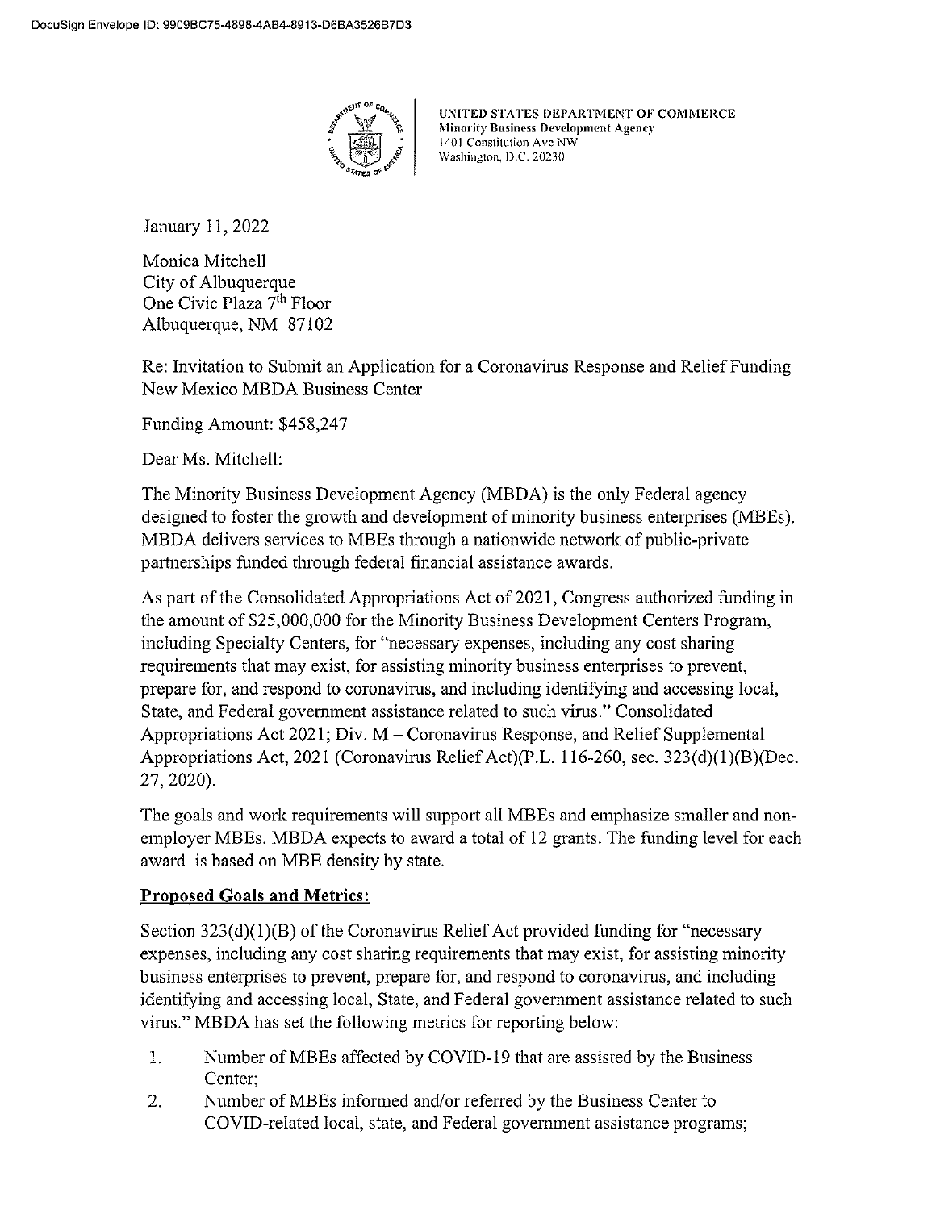DocuSign Envelope ID: 9909BC75-4898-4AB4-8913-D6BA3526B7D3

UNITED STATES DEPARTMENT OF COMMERCE
Minority Business Development Agency
1401 Constitution Ave NW
Washington, D.C. 20230

January 11, 2022

Monica Mitchell
City of Albuquerque
One Civic Plaza 7th Floor
Albuquerque, NM 87102

Re: Invitation to Submit an Application for a Coronavirus Response and Relief Funding New Mexico MBDA Business Center

Funding Amount: $458,247

Dear Ms. Mitchell:

The Minority Business Development Agency (MBDA) is the only Federal agency designed to foster the growth and development of minority business enterprises (MBEs). MBDA delivers services to MBEs through a nationwide network of public-private partnerships funded through federal financial assistance awards.

As part of the Consolidated Appropriations Act of 2021, Congress authorized funding in the amount of $25,000,000 for the Minority Business Development Centers Program, including Specialty Centers, for "necessary expenses, including any cost sharing requirements that may exist, for assisting minority business enterprises to prevent, prepare for, and respond to coronavirus, and including identifying and accessing local, State, and Federal government assistance related to such virus." Consolidated Appropriations Act 2021; Div. M – Coronavirus Response, and Relief Supplemental Appropriations Act, 2021 (Coronavirus Relief Act)(P.L. 116-260, sec. 323(d)(1)(B)(Dec. 27, 2020).

The goals and work requirements will support all MBEs and emphasize smaller and non-employer MBEs. MBDA expects to award a total of 12 grants. The funding level for each award is based on MBE density by state.

**Proposed Goals and Metrics:**

Section 323(d)(1)(B) of the Coronavirus Relief Act provided funding for "necessary expenses, including any cost sharing requirements that may exist, for assisting minority business enterprises to prevent, prepare for, and respond to coronavirus, and including identifying and accessing local, State, and Federal government assistance related to such virus." MBDA has set the following metrics for reporting below:

1. Number of MBEs affected by COVID-19 that are assisted by the Business Center;
2. Number of MBEs informed and/or referred by the Business Center to COVID-related local, state, and Federal government assistance programs;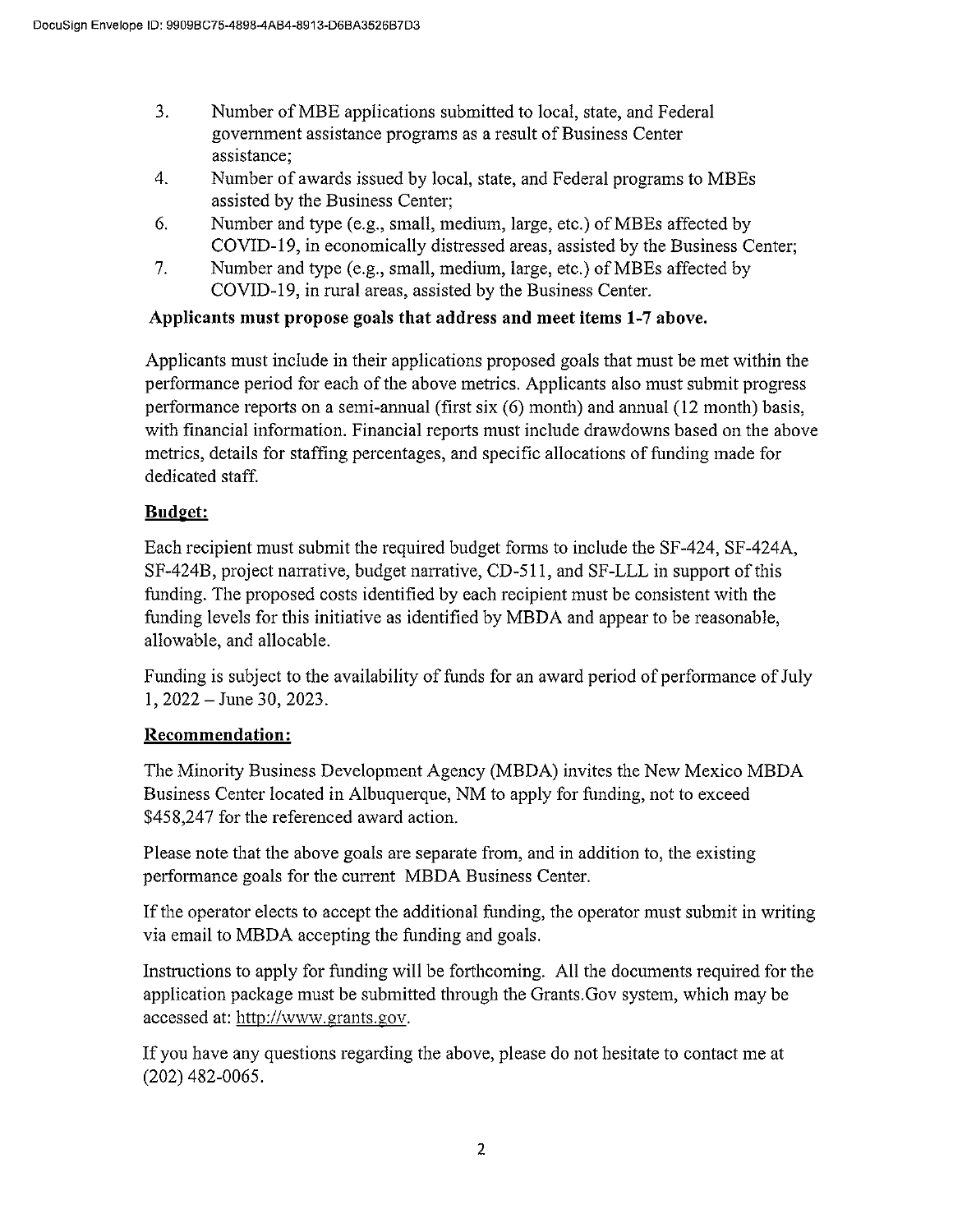3. Number of MBE applications submitted to local, state, and Federal government assistance programs as a result of Business Center assistance;
4. Number of awards issued by local, state, and Federal programs to MBEs assisted by the Business Center;
6. Number and type (e.g., small, medium, large, etc.) of MBEs affected by COVID-19, in economically distressed areas, assisted by the Business Center;
7. Number and type (e.g., small, medium, large, etc.) of MBEs affected by COVID-19, in rural areas, assisted by the Business Center.

**Applicants must propose goals that address and meet items 1-7 above.**

Applicants must include in their applications proposed goals that must be met within the performance period for each of the above metrics. Applicants also must submit progress performance reports on a semi-annual (first six (6) month) and annual (12 month) basis, with financial information. Financial reports must include drawdowns based on the above metrics, details for staffing percentages, and specific allocations of funding made for dedicated staff.

**Budget:**

Each recipient must submit the required budget forms to include the SF-424, SF-424A, SF-424B, project narrative, budget narrative, CD-511, and SF-LLL in support of this funding. The proposed costs identified by each recipient must be consistent with the funding levels for this initiative as identified by MBDA and appear to be reasonable, allowable, and allocable.

Funding is subject to the availability of funds for an award period of performance of July 1, 2022 – June 30, 2023.

**Recommendation:**

The Minority Business Development Agency (MBDA) invites the New Mexico MBDA Business Center located in Albuquerque, NM to apply for funding, not to exceed $458,247 for the referenced award action.

Please note that the above goals are separate from, and in addition to, the existing performance goals for the current MBDA Business Center.

If the operator elects to accept the additional funding, the operator must submit in writing via email to MBDA accepting the funding and goals.

Instructions to apply for funding will be forthcoming. All the documents required for the application package must be submitted through the Grants.Gov system, which may be accessed at: http://www.grants.gov.

If you have any questions regarding the above, please do not hesitate to contact me at (202) 482-0065.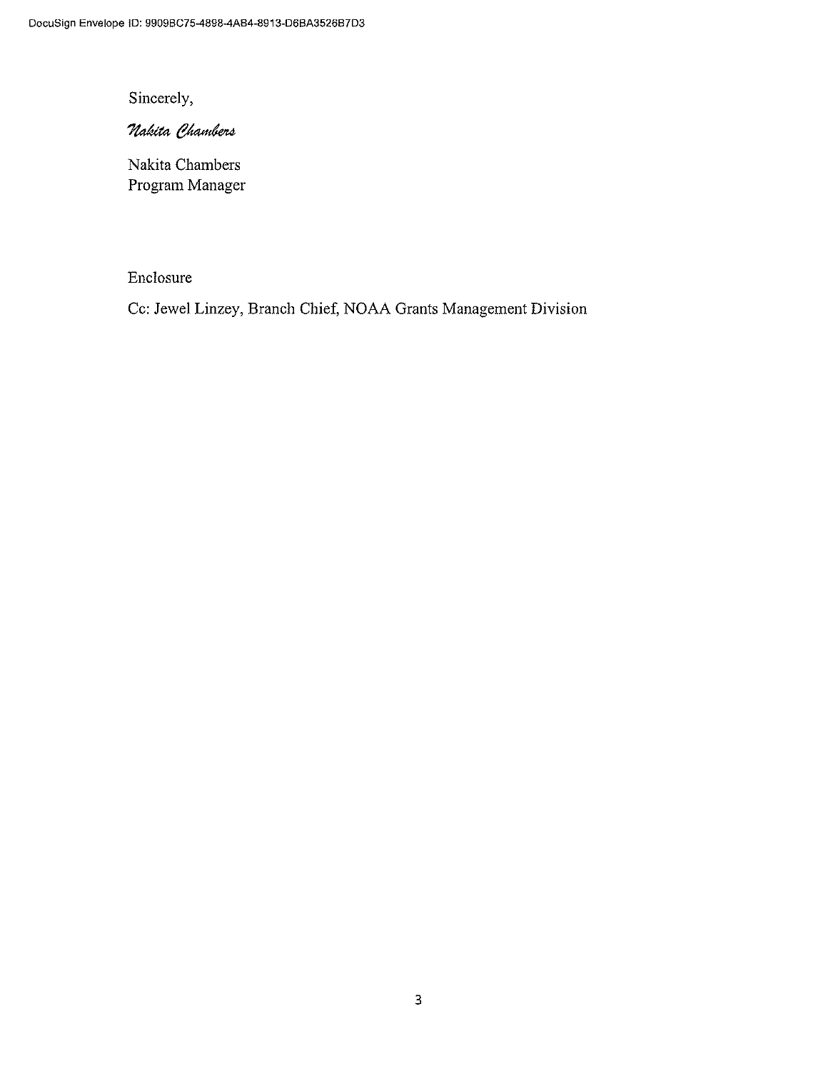Sincerely,

*Nakita Chambers*

Nakita Chambers
Program Manager

Enclosure

Cc: Jewel Linzey, Branch Chief, NOAA Grants Management Division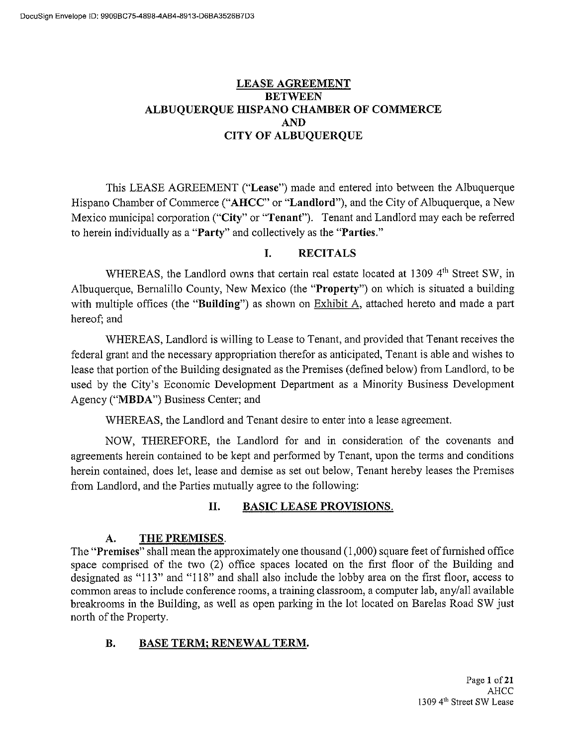# LEASE AGREEMENT BETWEEN ALBUQUERQUE HISPANO CHAMBER OF COMMERCE AND CITY OF ALBUQUERQUE

This LEASE AGREEMENT ("**Lease**") made and entered into between the Albuquerque Hispano Chamber of Commerce ("**AHCC**" or "**Landlord**"), and the City of Albuquerque, a New Mexico municipal corporation ("**City**" or "**Tenant**"). Tenant and Landlord may each be referred to herein individually as a "**Party**" and collectively as the "**Parties.**"

## I. RECITALS

WHEREAS, the Landlord owns that certain real estate located at 1309 4th Street SW, in Albuquerque, Bernalillo County, New Mexico (the "**Property**") on which is situated a building with multiple offices (the "**Building**") as shown on Exhibit A, attached hereto and made a part hereof; and

WHEREAS, Landlord is willing to Lease to Tenant, and provided that Tenant receives the federal grant and the necessary appropriation therefor as anticipated, Tenant is able and wishes to lease that portion of the Building designated as the Premises (defined below) from Landlord, to be used by the City's Economic Development Department as a Minority Business Development Agency ("**MBDA**") Business Center; and

WHEREAS, the Landlord and Tenant desire to enter into a lease agreement.

NOW, THEREFORE, the Landlord for and in consideration of the covenants and agreements herein contained to be kept and performed by Tenant, upon the terms and conditions herein contained, does let, lease and demise as set out below, Tenant hereby leases the Premises from Landlord, and the Parties mutually agree to the following:

## II. BASIC LEASE PROVISIONS.

### A. THE PREMISES.

The "**Premises**" shall mean the approximately one thousand (1,000) square feet of furnished office space comprised of the two (2) office spaces located on the first floor of the Building and designated as "113" and "118" and shall also include the lobby area on the first floor, access to common areas to include conference rooms, a training classroom, a computer lab, any/all available breakrooms in the Building, as well as open parking in the lot located on Barelas Road SW just north of the Property.

### B. BASE TERM; RENEWAL TERM.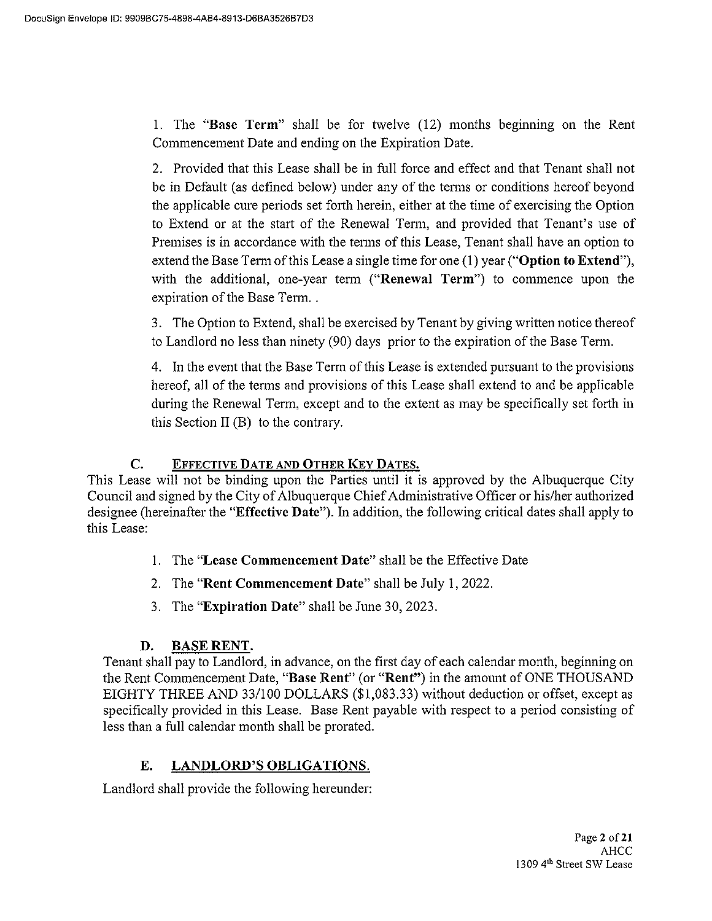1. The "**Base Term**" shall be for twelve (12) months beginning on the Rent Commencement Date and ending on the Expiration Date.

2. Provided that this Lease shall be in full force and effect and that Tenant shall not be in Default (as defined below) under any of the terms or conditions hereof beyond the applicable cure periods set forth herein, either at the time of exercising the Option to Extend or at the start of the Renewal Term, and provided that Tenant's use of Premises is in accordance with the terms of this Lease, Tenant shall have an option to extend the Base Term of this Lease a single time for one (1) year ("**Option to Extend**"), with the additional, one-year term ("**Renewal Term**") to commence upon the expiration of the Base Term. .

3. The Option to Extend, shall be exercised by Tenant by giving written notice thereof to Landlord no less than ninety (90) days prior to the expiration of the Base Term.

4. In the event that the Base Term of this Lease is extended pursuant to the provisions hereof, all of the terms and provisions of this Lease shall extend to and be applicable during the Renewal Term, except and to the extent as may be specifically set forth in this Section II (B) to the contrary.

### C. EFFECTIVE DATE AND OTHER KEY DATES.

This Lease will not be binding upon the Parties until it is approved by the Albuquerque City Council and signed by the City of Albuquerque Chief Administrative Officer or his/her authorized designee (hereinafter the "**Effective Date**"). In addition, the following critical dates shall apply to this Lease:

1. The "**Lease Commencement Date**" shall be the Effective Date
2. The "**Rent Commencement Date**" shall be July 1, 2022.
3. The "**Expiration Date**" shall be June 30, 2023.

### D. BASE RENT.

Tenant shall pay to Landlord, in advance, on the first day of each calendar month, beginning on the Rent Commencement Date, "**Base Rent**" (or "**Rent**") in the amount of ONE THOUSAND EIGHTY THREE AND 33/100 DOLLARS ($1,083.33) without deduction or offset, except as specifically provided in this Lease. Base Rent payable with respect to a period consisting of less than a full calendar month shall be prorated.

### E. LANDLORD'S OBLIGATIONS.

Landlord shall provide the following hereunder: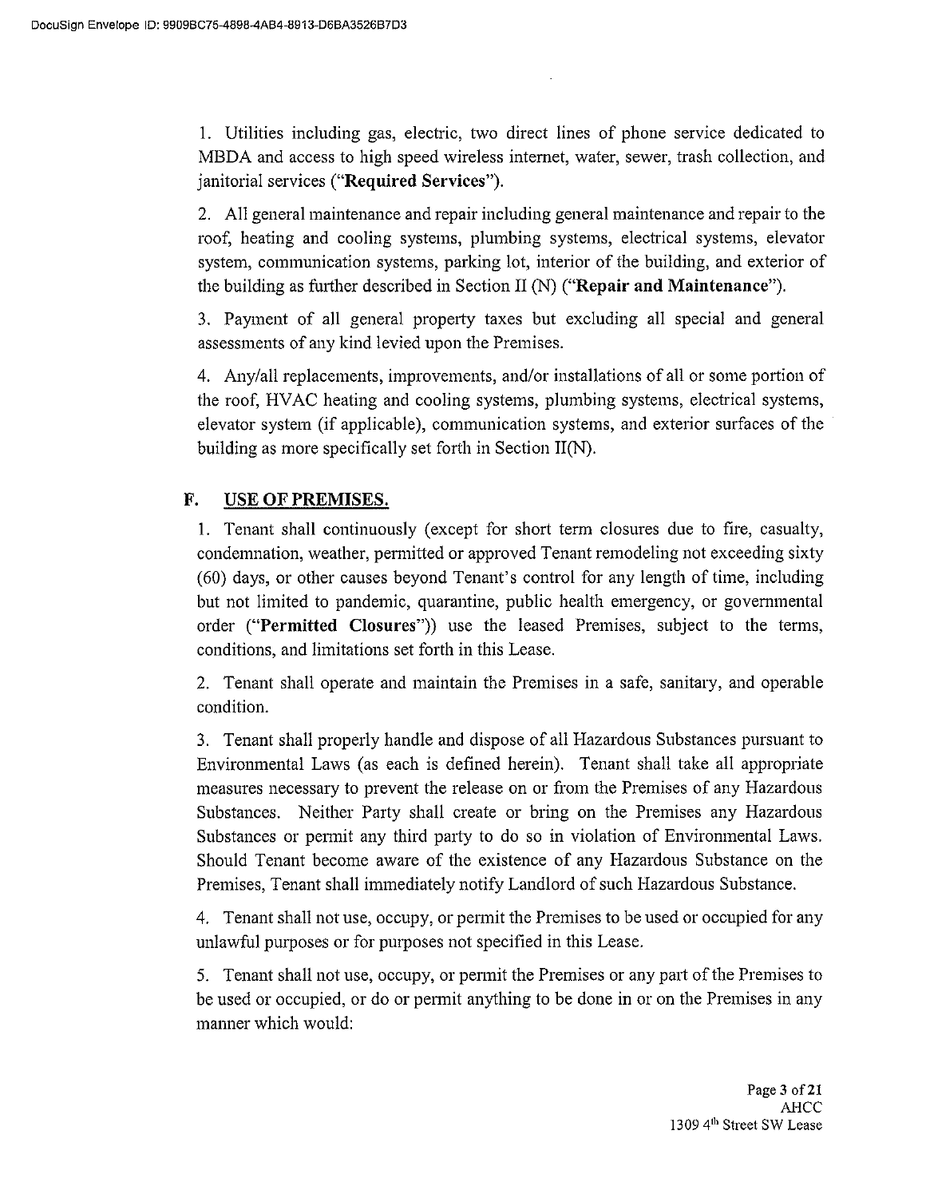1. Utilities including gas, electric, two direct lines of phone service dedicated to MBDA and access to high speed wireless internet, water, sewer, trash collection, and janitorial services ("**Required Services**").

2. All general maintenance and repair including general maintenance and repair to the roof, heating and cooling systems, plumbing systems, electrical systems, elevator system, communication systems, parking lot, interior of the building, and exterior of the building as further described in Section II (N) ("**Repair and Maintenance**").

3. Payment of all general property taxes but excluding all special and general assessments of any kind levied upon the Premises.

4. Any/all replacements, improvements, and/or installations of all or some portion of the roof, HVAC heating and cooling systems, plumbing systems, electrical systems, elevator system (if applicable), communication systems, and exterior surfaces of the building as more specifically set forth in Section II(N).

## F. <u>USE OF PREMISES.</u>

1. Tenant shall continuously (except for short term closures due to fire, casualty, condemnation, weather, permitted or approved Tenant remodeling not exceeding sixty (60) days, or other causes beyond Tenant's control for any length of time, including but not limited to pandemic, quarantine, public health emergency, or governmental order ("**Permitted Closures**")) use the leased Premises, subject to the terms, conditions, and limitations set forth in this Lease.

2. Tenant shall operate and maintain the Premises in a safe, sanitary, and operable condition.

3. Tenant shall properly handle and dispose of all Hazardous Substances pursuant to Environmental Laws (as each is defined herein). Tenant shall take all appropriate measures necessary to prevent the release on or from the Premises of any Hazardous Substances. Neither Party shall create or bring on the Premises any Hazardous Substances or permit any third party to do so in violation of Environmental Laws. Should Tenant become aware of the existence of any Hazardous Substance on the Premises, Tenant shall immediately notify Landlord of such Hazardous Substance.

4. Tenant shall not use, occupy, or permit the Premises to be used or occupied for any unlawful purposes or for purposes not specified in this Lease.

5. Tenant shall not use, occupy, or permit the Premises or any part of the Premises to be used or occupied, or do or permit anything to be done in or on the Premises in any manner which would: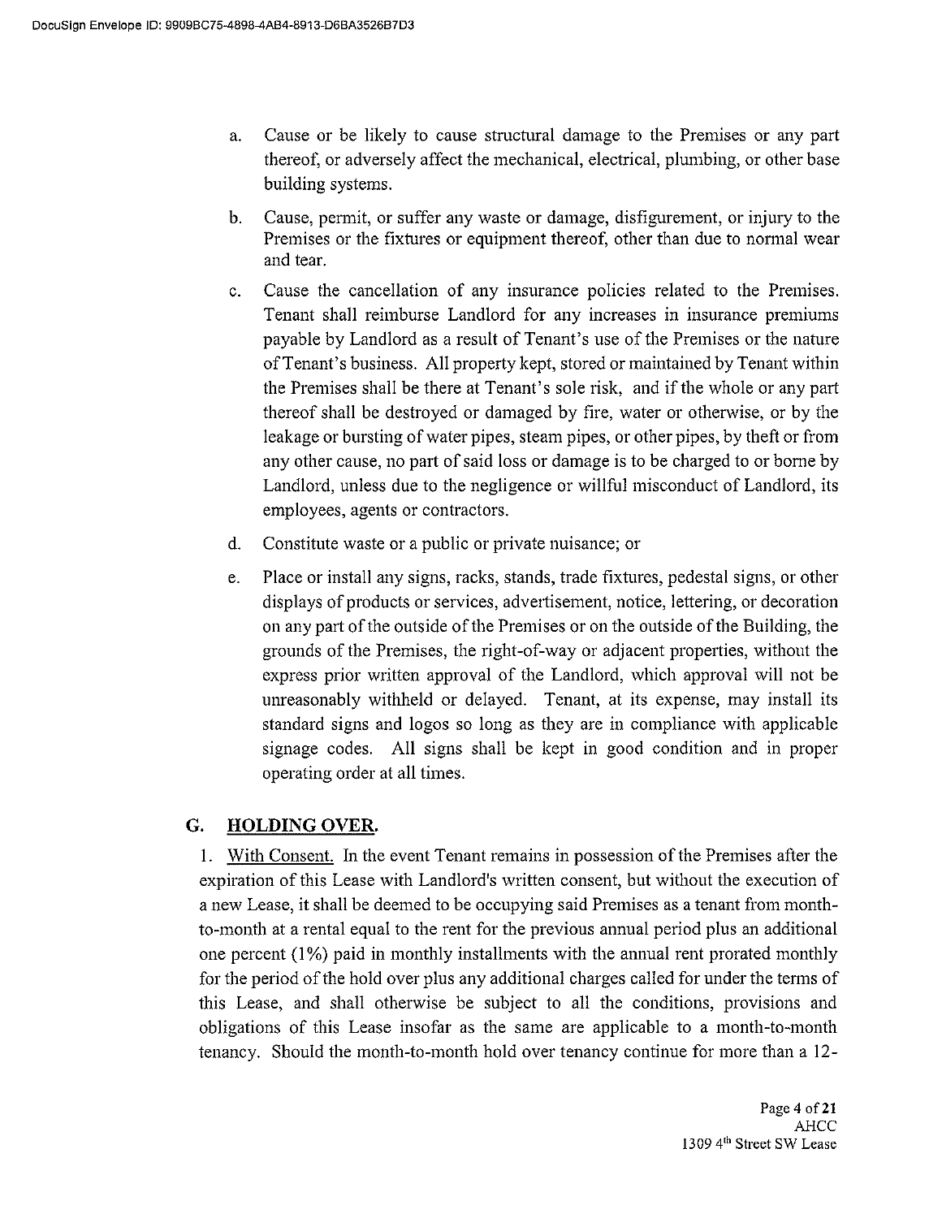a. Cause or be likely to cause structural damage to the Premises or any part thereof, or adversely affect the mechanical, electrical, plumbing, or other base building systems.

b. Cause, permit, or suffer any waste or damage, disfigurement, or injury to the Premises or the fixtures or equipment thereof, other than due to normal wear and tear.

c. Cause the cancellation of any insurance policies related to the Premises. Tenant shall reimburse Landlord for any increases in insurance premiums payable by Landlord as a result of Tenant's use of the Premises or the nature of Tenant's business. All property kept, stored or maintained by Tenant within the Premises shall be there at Tenant's sole risk, and if the whole or any part thereof shall be destroyed or damaged by fire, water or otherwise, or by the leakage or bursting of water pipes, steam pipes, or other pipes, by theft or from any other cause, no part of said loss or damage is to be charged to or borne by Landlord, unless due to the negligence or willful misconduct of Landlord, its employees, agents or contractors.

d. Constitute waste or a public or private nuisance; or

e. Place or install any signs, racks, stands, trade fixtures, pedestal signs, or other displays of products or services, advertisement, notice, lettering, or decoration on any part of the outside of the Premises or on the outside of the Building, the grounds of the Premises, the right-of-way or adjacent properties, without the express prior written approval of the Landlord, which approval will not be unreasonably withheld or delayed. Tenant, at its expense, may install its standard signs and logos so long as they are in compliance with applicable signage codes. All signs shall be kept in good condition and in proper operating order at all times.

## G. HOLDING OVER.

1. With Consent. In the event Tenant remains in possession of the Premises after the expiration of this Lease with Landlord's written consent, but without the execution of a new Lease, it shall be deemed to be occupying said Premises as a tenant from month-to-month at a rental equal to the rent for the previous annual period plus an additional one percent (1%) paid in monthly installments with the annual rent prorated monthly for the period of the hold over plus any additional charges called for under the terms of this Lease, and shall otherwise be subject to all the conditions, provisions and obligations of this Lease insofar as the same are applicable to a month-to-month tenancy. Should the month-to-month hold over tenancy continue for more than a 12-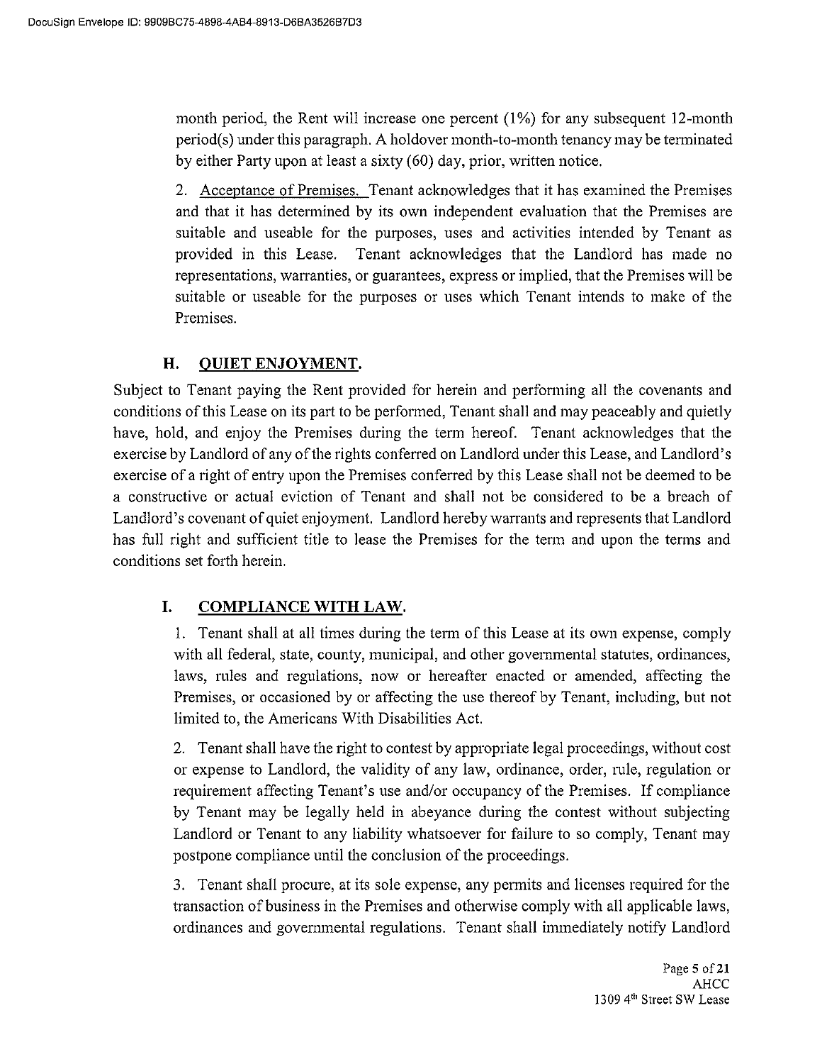month period, the Rent will increase one percent (1%) for any subsequent 12-month period(s) under this paragraph. A holdover month-to-month tenancy may be terminated by either Party upon at least a sixty (60) day, prior, written notice.

2. Acceptance of Premises. Tenant acknowledges that it has examined the Premises and that it has determined by its own independent evaluation that the Premises are suitable and useable for the purposes, uses and activities intended by Tenant as provided in this Lease. Tenant acknowledges that the Landlord has made no representations, warranties, or guarantees, express or implied, that the Premises will be suitable or useable for the purposes or uses which Tenant intends to make of the Premises.

## H. QUIET ENJOYMENT.

Subject to Tenant paying the Rent provided for herein and performing all the covenants and conditions of this Lease on its part to be performed, Tenant shall and may peaceably and quietly have, hold, and enjoy the Premises during the term hereof. Tenant acknowledges that the exercise by Landlord of any of the rights conferred on Landlord under this Lease, and Landlord's exercise of a right of entry upon the Premises conferred by this Lease shall not be deemed to be a constructive or actual eviction of Tenant and shall not be considered to be a breach of Landlord's covenant of quiet enjoyment. Landlord hereby warrants and represents that Landlord has full right and sufficient title to lease the Premises for the term and upon the terms and conditions set forth herein.

## I. COMPLIANCE WITH LAW.

1. Tenant shall at all times during the term of this Lease at its own expense, comply with all federal, state, county, municipal, and other governmental statutes, ordinances, laws, rules and regulations, now or hereafter enacted or amended, affecting the Premises, or occasioned by or affecting the use thereof by Tenant, including, but not limited to, the Americans With Disabilities Act.

2. Tenant shall have the right to contest by appropriate legal proceedings, without cost or expense to Landlord, the validity of any law, ordinance, order, rule, regulation or requirement affecting Tenant's use and/or occupancy of the Premises. If compliance by Tenant may be legally held in abeyance during the contest without subjecting Landlord or Tenant to any liability whatsoever for failure to so comply, Tenant may postpone compliance until the conclusion of the proceedings.

3. Tenant shall procure, at its sole expense, any permits and licenses required for the transaction of business in the Premises and otherwise comply with all applicable laws, ordinances and governmental regulations. Tenant shall immediately notify Landlord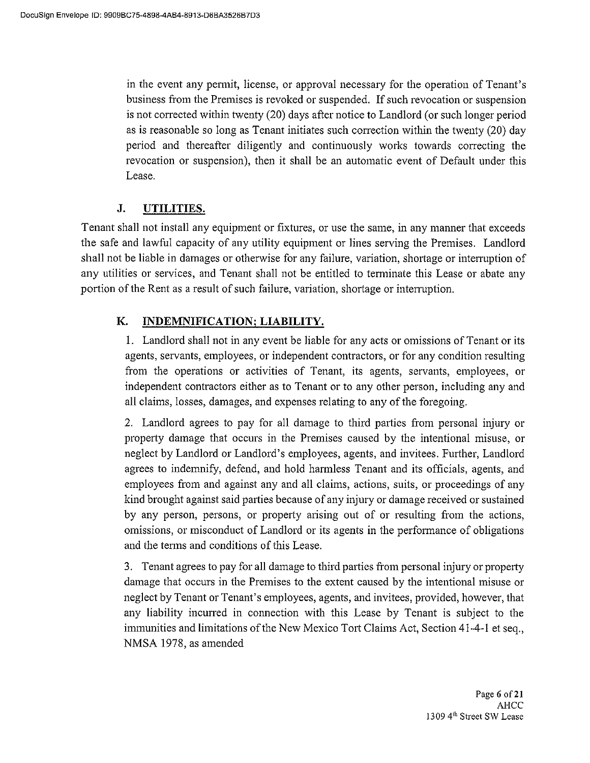in the event any permit, license, or approval necessary for the operation of Tenant's business from the Premises is revoked or suspended. If such revocation or suspension is not corrected within twenty (20) days after notice to Landlord (or such longer period as is reasonable so long as Tenant initiates such correction within the twenty (20) day period and thereafter diligently and continuously works towards correcting the revocation or suspension), then it shall be an automatic event of Default under this Lease.

## J. UTILITIES.

Tenant shall not install any equipment or fixtures, or use the same, in any manner that exceeds the safe and lawful capacity of any utility equipment or lines serving the Premises. Landlord shall not be liable in damages or otherwise for any failure, variation, shortage or interruption of any utilities or services, and Tenant shall not be entitled to terminate this Lease or abate any portion of the Rent as a result of such failure, variation, shortage or interruption.

## K. INDEMNIFICATION; LIABILITY.

1. Landlord shall not in any event be liable for any acts or omissions of Tenant or its agents, servants, employees, or independent contractors, or for any condition resulting from the operations or activities of Tenant, its agents, servants, employees, or independent contractors either as to Tenant or to any other person, including any and all claims, losses, damages, and expenses relating to any of the foregoing.

2. Landlord agrees to pay for all damage to third parties from personal injury or property damage that occurs in the Premises caused by the intentional misuse, or neglect by Landlord or Landlord's employees, agents, and invitees. Further, Landlord agrees to indemnify, defend, and hold harmless Tenant and its officials, agents, and employees from and against any and all claims, actions, suits, or proceedings of any kind brought against said parties because of any injury or damage received or sustained by any person, persons, or property arising out of or resulting from the actions, omissions, or misconduct of Landlord or its agents in the performance of obligations and the terms and conditions of this Lease.

3. Tenant agrees to pay for all damage to third parties from personal injury or property damage that occurs in the Premises to the extent caused by the intentional misuse or neglect by Tenant or Tenant's employees, agents, and invitees, provided, however, that any liability incurred in connection with this Lease by Tenant is subject to the immunities and limitations of the New Mexico Tort Claims Act, Section 41-4-1 et seq., NMSA 1978, as amended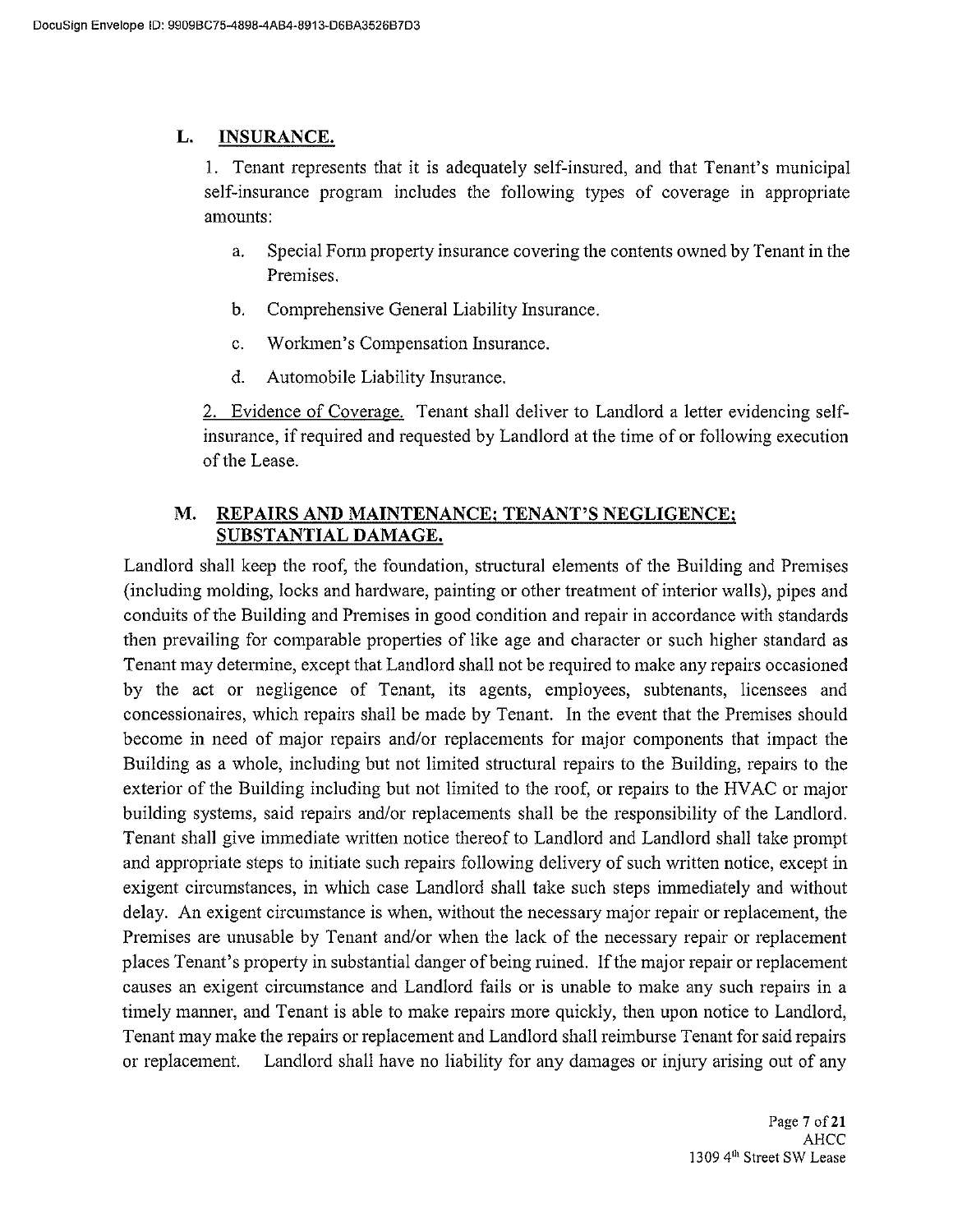## L. INSURANCE.

1. Tenant represents that it is adequately self-insured, and that Tenant's municipal self-insurance program includes the following types of coverage in appropriate amounts:

   a. Special Form property insurance covering the contents owned by Tenant in the Premises.

   b. Comprehensive General Liability Insurance.

   c. Workmen's Compensation Insurance.

   d. Automobile Liability Insurance.

2. Evidence of Coverage. Tenant shall deliver to Landlord a letter evidencing self-insurance, if required and requested by Landlord at the time of or following execution of the Lease.

## M. REPAIRS AND MAINTENANCE; TENANT'S NEGLIGENCE; SUBSTANTIAL DAMAGE.

Landlord shall keep the roof, the foundation, structural elements of the Building and Premises (including molding, locks and hardware, painting or other treatment of interior walls), pipes and conduits of the Building and Premises in good condition and repair in accordance with standards then prevailing for comparable properties of like age and character or such higher standard as Tenant may determine, except that Landlord shall not be required to make any repairs occasioned by the act or negligence of Tenant, its agents, employees, subtenants, licensees and concessionaires, which repairs shall be made by Tenant. In the event that the Premises should become in need of major repairs and/or replacements for major components that impact the Building as a whole, including but not limited structural repairs to the Building, repairs to the exterior of the Building including but not limited to the roof, or repairs to the HVAC or major building systems, said repairs and/or replacements shall be the responsibility of the Landlord. Tenant shall give immediate written notice thereof to Landlord and Landlord shall take prompt and appropriate steps to initiate such repairs following delivery of such written notice, except in exigent circumstances, in which case Landlord shall take such steps immediately and without delay. An exigent circumstance is when, without the necessary major repair or replacement, the Premises are unusable by Tenant and/or when the lack of the necessary repair or replacement places Tenant's property in substantial danger of being ruined. If the major repair or replacement causes an exigent circumstance and Landlord fails or is unable to make any such repairs in a timely manner, and Tenant is able to make repairs more quickly, then upon notice to Landlord, Tenant may make the repairs or replacement and Landlord shall reimburse Tenant for said repairs or replacement. Landlord shall have no liability for any damages or injury arising out of any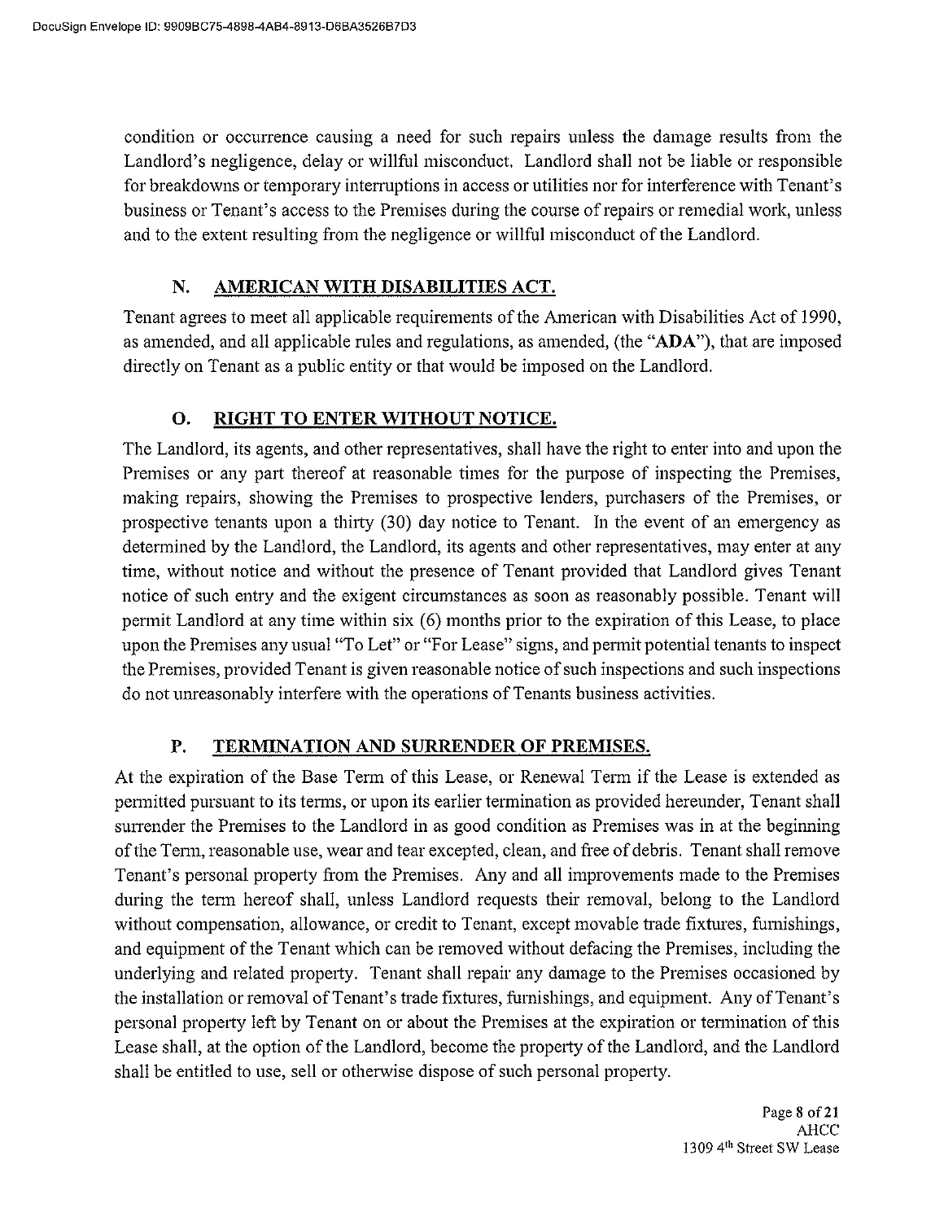condition or occurrence causing a need for such repairs unless the damage results from the Landlord's negligence, delay or willful misconduct. Landlord shall not be liable or responsible for breakdowns or temporary interruptions in access or utilities nor for interference with Tenant's business or Tenant's access to the Premises during the course of repairs or remedial work, unless and to the extent resulting from the negligence or willful misconduct of the Landlord.

## N. AMERICAN WITH DISABILITIES ACT.

Tenant agrees to meet all applicable requirements of the American with Disabilities Act of 1990, as amended, and all applicable rules and regulations, as amended, (the "**ADA**"), that are imposed directly on Tenant as a public entity or that would be imposed on the Landlord.

## O. RIGHT TO ENTER WITHOUT NOTICE.

The Landlord, its agents, and other representatives, shall have the right to enter into and upon the Premises or any part thereof at reasonable times for the purpose of inspecting the Premises, making repairs, showing the Premises to prospective lenders, purchasers of the Premises, or prospective tenants upon a thirty (30) day notice to Tenant. In the event of an emergency as determined by the Landlord, the Landlord, its agents and other representatives, may enter at any time, without notice and without the presence of Tenant provided that Landlord gives Tenant notice of such entry and the exigent circumstances as soon as reasonably possible. Tenant will permit Landlord at any time within six (6) months prior to the expiration of this Lease, to place upon the Premises any usual "To Let" or "For Lease" signs, and permit potential tenants to inspect the Premises, provided Tenant is given reasonable notice of such inspections and such inspections do not unreasonably interfere with the operations of Tenants business activities.

## P. TERMINATION AND SURRENDER OF PREMISES.

At the expiration of the Base Term of this Lease, or Renewal Term if the Lease is extended as permitted pursuant to its terms, or upon its earlier termination as provided hereunder, Tenant shall surrender the Premises to the Landlord in as good condition as Premises was in at the beginning of the Term, reasonable use, wear and tear excepted, clean, and free of debris. Tenant shall remove Tenant's personal property from the Premises. Any and all improvements made to the Premises during the term hereof shall, unless Landlord requests their removal, belong to the Landlord without compensation, allowance, or credit to Tenant, except movable trade fixtures, furnishings, and equipment of the Tenant which can be removed without defacing the Premises, including the underlying and related property. Tenant shall repair any damage to the Premises occasioned by the installation or removal of Tenant's trade fixtures, furnishings, and equipment. Any of Tenant's personal property left by Tenant on or about the Premises at the expiration or termination of this Lease shall, at the option of the Landlord, become the property of the Landlord, and the Landlord shall be entitled to use, sell or otherwise dispose of such personal property.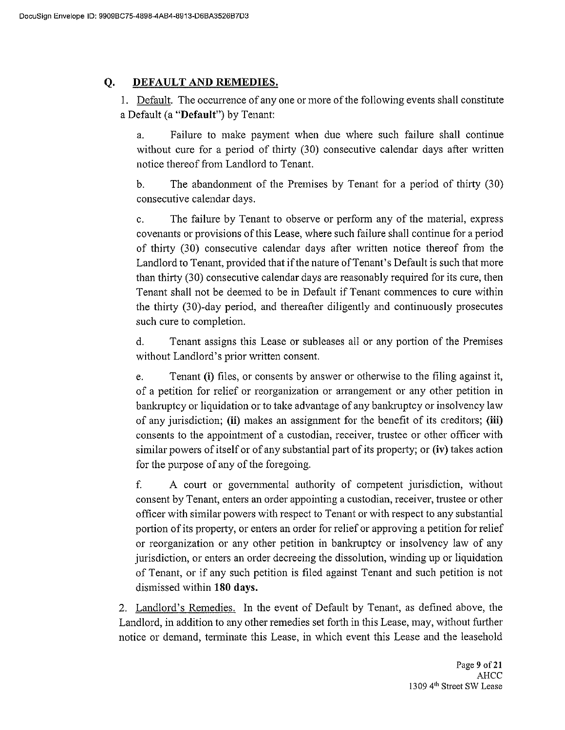## Q. DEFAULT AND REMEDIES.

1. Default. The occurrence of any one or more of the following events shall constitute a Default (a "**Default**") by Tenant:

   a. Failure to make payment when due where such failure shall continue without cure for a period of thirty (30) consecutive calendar days after written notice thereof from Landlord to Tenant.

   b. The abandonment of the Premises by Tenant for a period of thirty (30) consecutive calendar days.

   c. The failure by Tenant to observe or perform any of the material, express covenants or provisions of this Lease, where such failure shall continue for a period of thirty (30) consecutive calendar days after written notice thereof from the Landlord to Tenant, provided that if the nature of Tenant's Default is such that more than thirty (30) consecutive calendar days are reasonably required for its cure, then Tenant shall not be deemed to be in Default if Tenant commences to cure within the thirty (30)-day period, and thereafter diligently and continuously prosecutes such cure to completion.

   d. Tenant assigns this Lease or subleases all or any portion of the Premises without Landlord's prior written consent.

   e. Tenant **(i)** files, or consents by answer or otherwise to the filing against it, of a petition for relief or reorganization or arrangement or any other petition in bankruptcy or liquidation or to take advantage of any bankruptcy or insolvency law of any jurisdiction; **(ii)** makes an assignment for the benefit of its creditors; **(iii)** consents to the appointment of a custodian, receiver, trustee or other officer with similar powers of itself or of any substantial part of its property; or **(iv)** takes action for the purpose of any of the foregoing.

   f. A court or governmental authority of competent jurisdiction, without consent by Tenant, enters an order appointing a custodian, receiver, trustee or other officer with similar powers with respect to Tenant or with respect to any substantial portion of its property, or enters an order for relief or approving a petition for relief or reorganization or any other petition in bankruptcy or insolvency law of any jurisdiction, or enters an order decreeing the dissolution, winding up or liquidation of Tenant, or if any such petition is filed against Tenant and such petition is not dismissed within **180 days.**

2. Landlord's Remedies. In the event of Default by Tenant, as defined above, the Landlord, in addition to any other remedies set forth in this Lease, may, without further notice or demand, terminate this Lease, in which event this Lease and the leasehold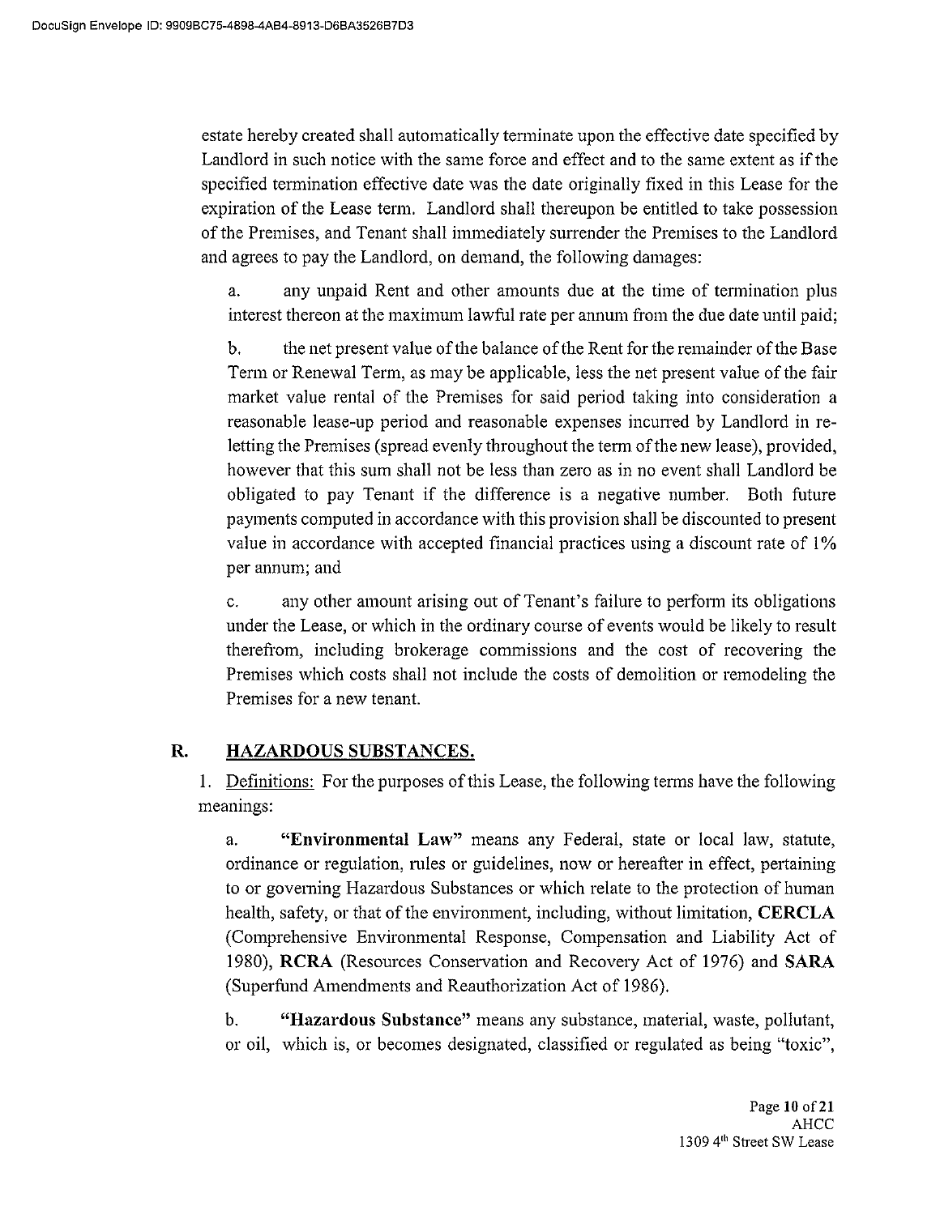estate hereby created shall automatically terminate upon the effective date specified by Landlord in such notice with the same force and effect and to the same extent as if the specified termination effective date was the date originally fixed in this Lease for the expiration of the Lease term. Landlord shall thereupon be entitled to take possession of the Premises, and Tenant shall immediately surrender the Premises to the Landlord and agrees to pay the Landlord, on demand, the following damages:

a. any unpaid Rent and other amounts due at the time of termination plus interest thereon at the maximum lawful rate per annum from the due date until paid;

b. the net present value of the balance of the Rent for the remainder of the Base Term or Renewal Term, as may be applicable, less the net present value of the fair market value rental of the Premises for said period taking into consideration a reasonable lease-up period and reasonable expenses incurred by Landlord in re-letting the Premises (spread evenly throughout the term of the new lease), provided, however that this sum shall not be less than zero as in no event shall Landlord be obligated to pay Tenant if the difference is a negative number. Both future payments computed in accordance with this provision shall be discounted to present value in accordance with accepted financial practices using a discount rate of 1% per annum; and

c. any other amount arising out of Tenant's failure to perform its obligations under the Lease, or which in the ordinary course of events would be likely to result therefrom, including brokerage commissions and the cost of recovering the Premises which costs shall not include the costs of demolition or remodeling the Premises for a new tenant.

## R. HAZARDOUS SUBSTANCES.

1. Definitions: For the purposes of this Lease, the following terms have the following meanings:

a. **"Environmental Law"** means any Federal, state or local law, statute, ordinance or regulation, rules or guidelines, now or hereafter in effect, pertaining to or governing Hazardous Substances or which relate to the protection of human health, safety, or that of the environment, including, without limitation, **CERCLA** (Comprehensive Environmental Response, Compensation and Liability Act of 1980), **RCRA** (Resources Conservation and Recovery Act of 1976) and **SARA** (Superfund Amendments and Reauthorization Act of 1986).

b. **"Hazardous Substance"** means any substance, material, waste, pollutant, or oil, which is, or becomes designated, classified or regulated as being "toxic",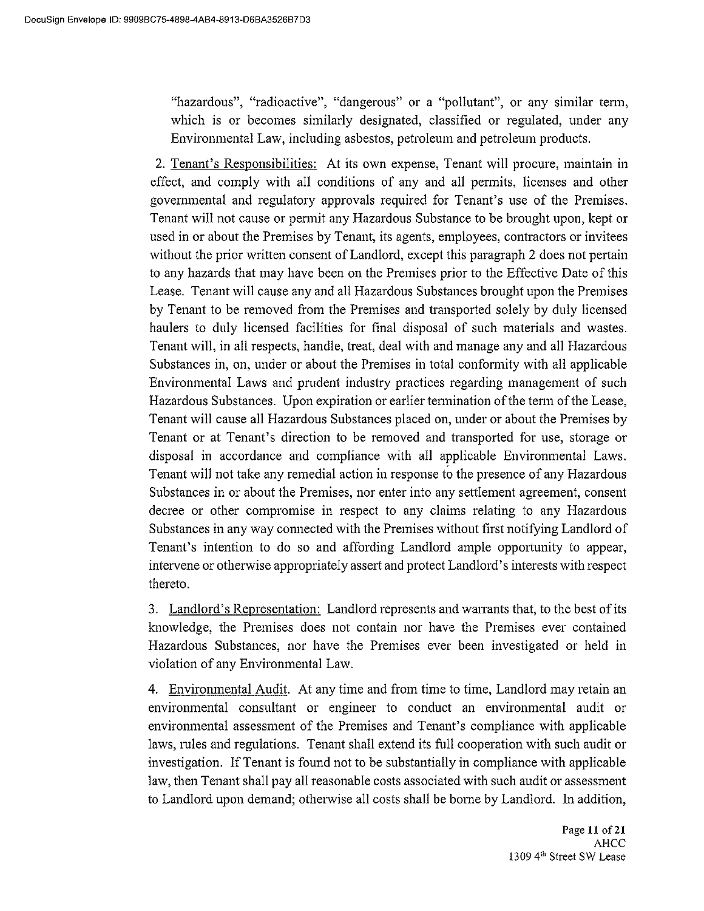"hazardous", "radioactive", "dangerous" or a "pollutant", or any similar term, which is or becomes similarly designated, classified or regulated, under any Environmental Law, including asbestos, petroleum and petroleum products.

2. Tenant's Responsibilities: At its own expense, Tenant will procure, maintain in effect, and comply with all conditions of any and all permits, licenses and other governmental and regulatory approvals required for Tenant's use of the Premises. Tenant will not cause or permit any Hazardous Substance to be brought upon, kept or used in or about the Premises by Tenant, its agents, employees, contractors or invitees without the prior written consent of Landlord, except this paragraph 2 does not pertain to any hazards that may have been on the Premises prior to the Effective Date of this Lease. Tenant will cause any and all Hazardous Substances brought upon the Premises by Tenant to be removed from the Premises and transported solely by duly licensed haulers to duly licensed facilities for final disposal of such materials and wastes. Tenant will, in all respects, handle, treat, deal with and manage any and all Hazardous Substances in, on, under or about the Premises in total conformity with all applicable Environmental Laws and prudent industry practices regarding management of such Hazardous Substances. Upon expiration or earlier termination of the term of the Lease, Tenant will cause all Hazardous Substances placed on, under or about the Premises by Tenant or at Tenant's direction to be removed and transported for use, storage or disposal in accordance and compliance with all applicable Environmental Laws. Tenant will not take any remedial action in response to the presence of any Hazardous Substances in or about the Premises, nor enter into any settlement agreement, consent decree or other compromise in respect to any claims relating to any Hazardous Substances in any way connected with the Premises without first notifying Landlord of Tenant's intention to do so and affording Landlord ample opportunity to appear, intervene or otherwise appropriately assert and protect Landlord's interests with respect thereto.

3. Landlord's Representation: Landlord represents and warrants that, to the best of its knowledge, the Premises does not contain nor have the Premises ever contained Hazardous Substances, nor have the Premises ever been investigated or held in violation of any Environmental Law.

4. Environmental Audit. At any time and from time to time, Landlord may retain an environmental consultant or engineer to conduct an environmental audit or environmental assessment of the Premises and Tenant's compliance with applicable laws, rules and regulations. Tenant shall extend its full cooperation with such audit or investigation. If Tenant is found not to be substantially in compliance with applicable law, then Tenant shall pay all reasonable costs associated with such audit or assessment to Landlord upon demand; otherwise all costs shall be borne by Landlord. In addition,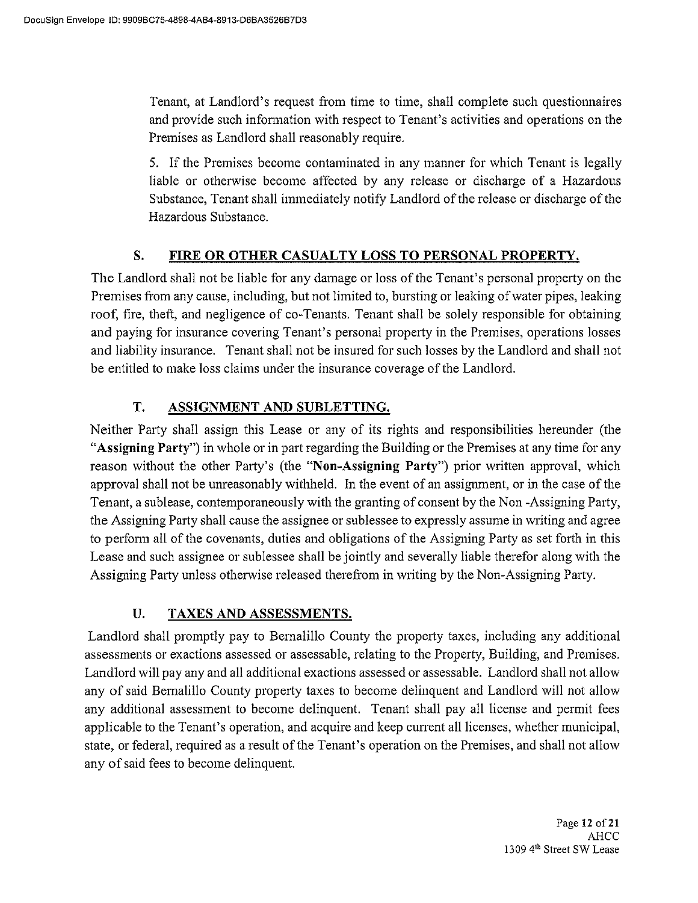Tenant, at Landlord's request from time to time, shall complete such questionnaires and provide such information with respect to Tenant's activities and operations on the Premises as Landlord shall reasonably require.

5. If the Premises become contaminated in any manner for which Tenant is legally liable or otherwise become affected by any release or discharge of a Hazardous Substance, Tenant shall immediately notify Landlord of the release or discharge of the Hazardous Substance.

## S. FIRE OR OTHER CASUALTY LOSS TO PERSONAL PROPERTY.

The Landlord shall not be liable for any damage or loss of the Tenant's personal property on the Premises from any cause, including, but not limited to, bursting or leaking of water pipes, leaking roof, fire, theft, and negligence of co-Tenants. Tenant shall be solely responsible for obtaining and paying for insurance covering Tenant's personal property in the Premises, operations losses and liability insurance. Tenant shall not be insured for such losses by the Landlord and shall not be entitled to make loss claims under the insurance coverage of the Landlord.

## T. ASSIGNMENT AND SUBLETTING.

Neither Party shall assign this Lease or any of its rights and responsibilities hereunder (the "**Assigning Party**") in whole or in part regarding the Building or the Premises at any time for any reason without the other Party's (the "**Non-Assigning Party**") prior written approval, which approval shall not be unreasonably withheld. In the event of an assignment, or in the case of the Tenant, a sublease, contemporaneously with the granting of consent by the Non -Assigning Party, the Assigning Party shall cause the assignee or sublessee to expressly assume in writing and agree to perform all of the covenants, duties and obligations of the Assigning Party as set forth in this Lease and such assignee or sublessee shall be jointly and severally liable therefor along with the Assigning Party unless otherwise released therefrom in writing by the Non-Assigning Party.

## U. TAXES AND ASSESSMENTS.

Landlord shall promptly pay to Bernalillo County the property taxes, including any additional assessments or exactions assessed or assessable, relating to the Property, Building, and Premises. Landlord will pay any and all additional exactions assessed or assessable. Landlord shall not allow any of said Bernalillo County property taxes to become delinquent and Landlord will not allow any additional assessment to become delinquent. Tenant shall pay all license and permit fees applicable to the Tenant's operation, and acquire and keep current all licenses, whether municipal, state, or federal, required as a result of the Tenant's operation on the Premises, and shall not allow any of said fees to become delinquent.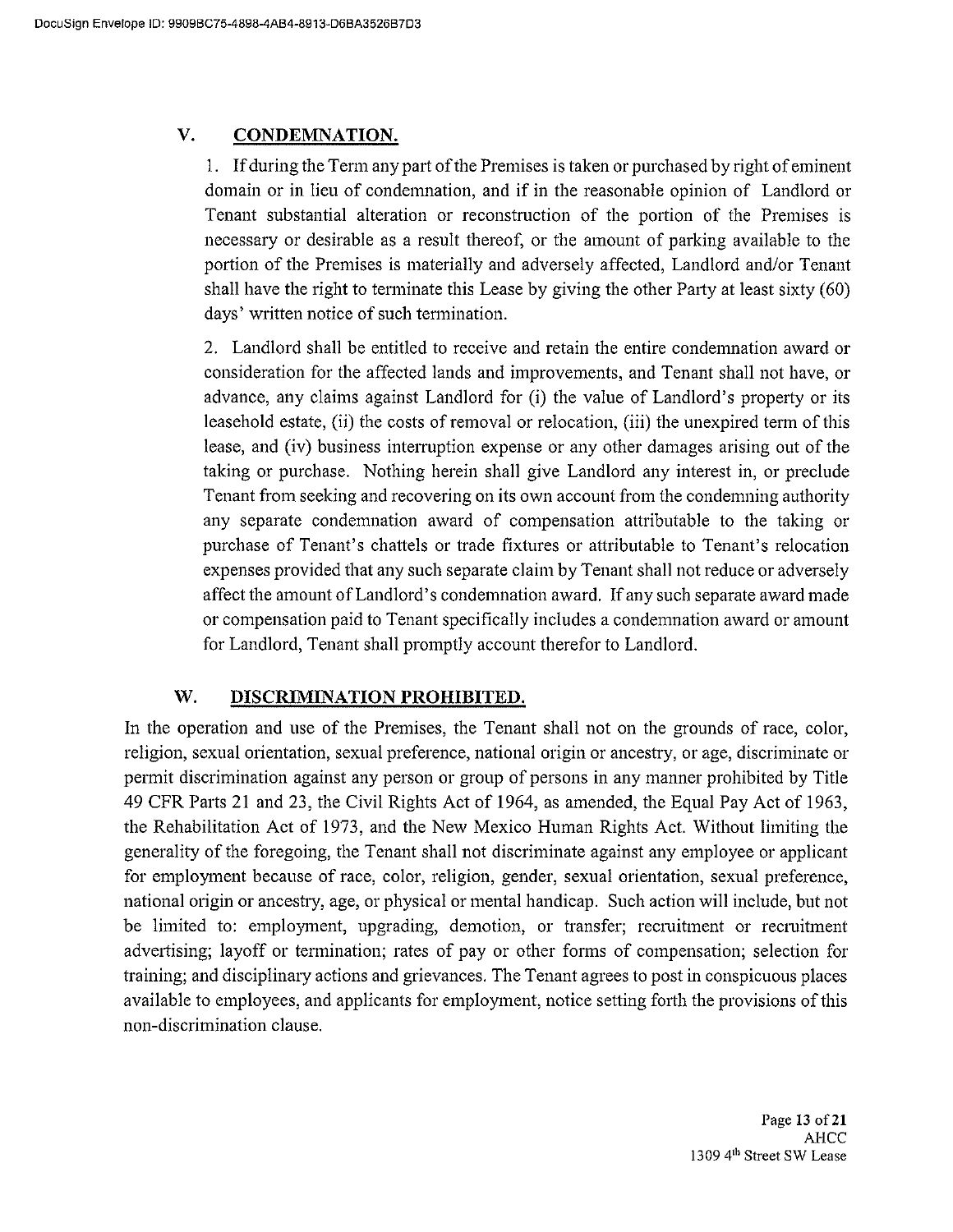## V. CONDEMNATION.

1. If during the Term any part of the Premises is taken or purchased by right of eminent domain or in lieu of condemnation, and if in the reasonable opinion of Landlord or Tenant substantial alteration or reconstruction of the portion of the Premises is necessary or desirable as a result thereof, or the amount of parking available to the portion of the Premises is materially and adversely affected, Landlord and/or Tenant shall have the right to terminate this Lease by giving the other Party at least sixty (60) days' written notice of such termination.

2. Landlord shall be entitled to receive and retain the entire condemnation award or consideration for the affected lands and improvements, and Tenant shall not have, or advance, any claims against Landlord for (i) the value of Landlord's property or its leasehold estate, (ii) the costs of removal or relocation, (iii) the unexpired term of this lease, and (iv) business interruption expense or any other damages arising out of the taking or purchase. Nothing herein shall give Landlord any interest in, or preclude Tenant from seeking and recovering on its own account from the condemning authority any separate condemnation award of compensation attributable to the taking or purchase of Tenant's chattels or trade fixtures or attributable to Tenant's relocation expenses provided that any such separate claim by Tenant shall not reduce or adversely affect the amount of Landlord's condemnation award. If any such separate award made or compensation paid to Tenant specifically includes a condemnation award or amount for Landlord, Tenant shall promptly account therefor to Landlord.

## W. DISCRIMINATION PROHIBITED.

In the operation and use of the Premises, the Tenant shall not on the grounds of race, color, religion, sexual orientation, sexual preference, national origin or ancestry, or age, discriminate or permit discrimination against any person or group of persons in any manner prohibited by Title 49 CFR Parts 21 and 23, the Civil Rights Act of 1964, as amended, the Equal Pay Act of 1963, the Rehabilitation Act of 1973, and the New Mexico Human Rights Act. Without limiting the generality of the foregoing, the Tenant shall not discriminate against any employee or applicant for employment because of race, color, religion, gender, sexual orientation, sexual preference, national origin or ancestry, age, or physical or mental handicap. Such action will include, but not be limited to: employment, upgrading, demotion, or transfer; recruitment or recruitment advertising; layoff or termination; rates of pay or other forms of compensation; selection for training; and disciplinary actions and grievances. The Tenant agrees to post in conspicuous places available to employees, and applicants for employment, notice setting forth the provisions of this non-discrimination clause.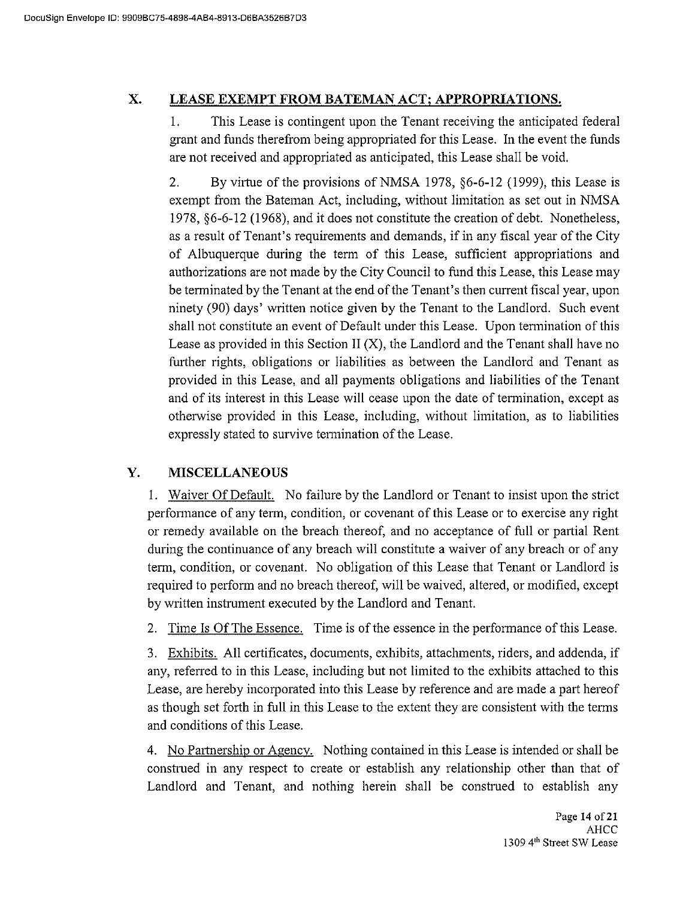## X. LEASE EXEMPT FROM BATEMAN ACT; APPROPRIATIONS.

1. This Lease is contingent upon the Tenant receiving the anticipated federal grant and funds therefrom being appropriated for this Lease. In the event the funds are not received and appropriated as anticipated, this Lease shall be void.

2. By virtue of the provisions of NMSA 1978, §6-6-12 (1999), this Lease is exempt from the Bateman Act, including, without limitation as set out in NMSA 1978, §6-6-12 (1968), and it does not constitute the creation of debt. Nonetheless, as a result of Tenant's requirements and demands, if in any fiscal year of the City of Albuquerque during the term of this Lease, sufficient appropriations and authorizations are not made by the City Council to fund this Lease, this Lease may be terminated by the Tenant at the end of the Tenant's then current fiscal year, upon ninety (90) days' written notice given by the Tenant to the Landlord. Such event shall not constitute an event of Default under this Lease. Upon termination of this Lease as provided in this Section II (X), the Landlord and the Tenant shall have no further rights, obligations or liabilities as between the Landlord and Tenant as provided in this Lease, and all payments obligations and liabilities of the Tenant and of its interest in this Lease will cease upon the date of termination, except as otherwise provided in this Lease, including, without limitation, as to liabilities expressly stated to survive termination of the Lease.

## Y. MISCELLANEOUS

1. Waiver Of Default. No failure by the Landlord or Tenant to insist upon the strict performance of any term, condition, or covenant of this Lease or to exercise any right or remedy available on the breach thereof, and no acceptance of full or partial Rent during the continuance of any breach will constitute a waiver of any breach or of any term, condition, or covenant. No obligation of this Lease that Tenant or Landlord is required to perform and no breach thereof, will be waived, altered, or modified, except by written instrument executed by the Landlord and Tenant.

2. Time Is Of The Essence. Time is of the essence in the performance of this Lease.

3. Exhibits. All certificates, documents, exhibits, attachments, riders, and addenda, if any, referred to in this Lease, including but not limited to the exhibits attached to this Lease, are hereby incorporated into this Lease by reference and are made a part hereof as though set forth in full in this Lease to the extent they are consistent with the terms and conditions of this Lease.

4. No Partnership or Agency. Nothing contained in this Lease is intended or shall be construed in any respect to create or establish any relationship other than that of Landlord and Tenant, and nothing herein shall be construed to establish any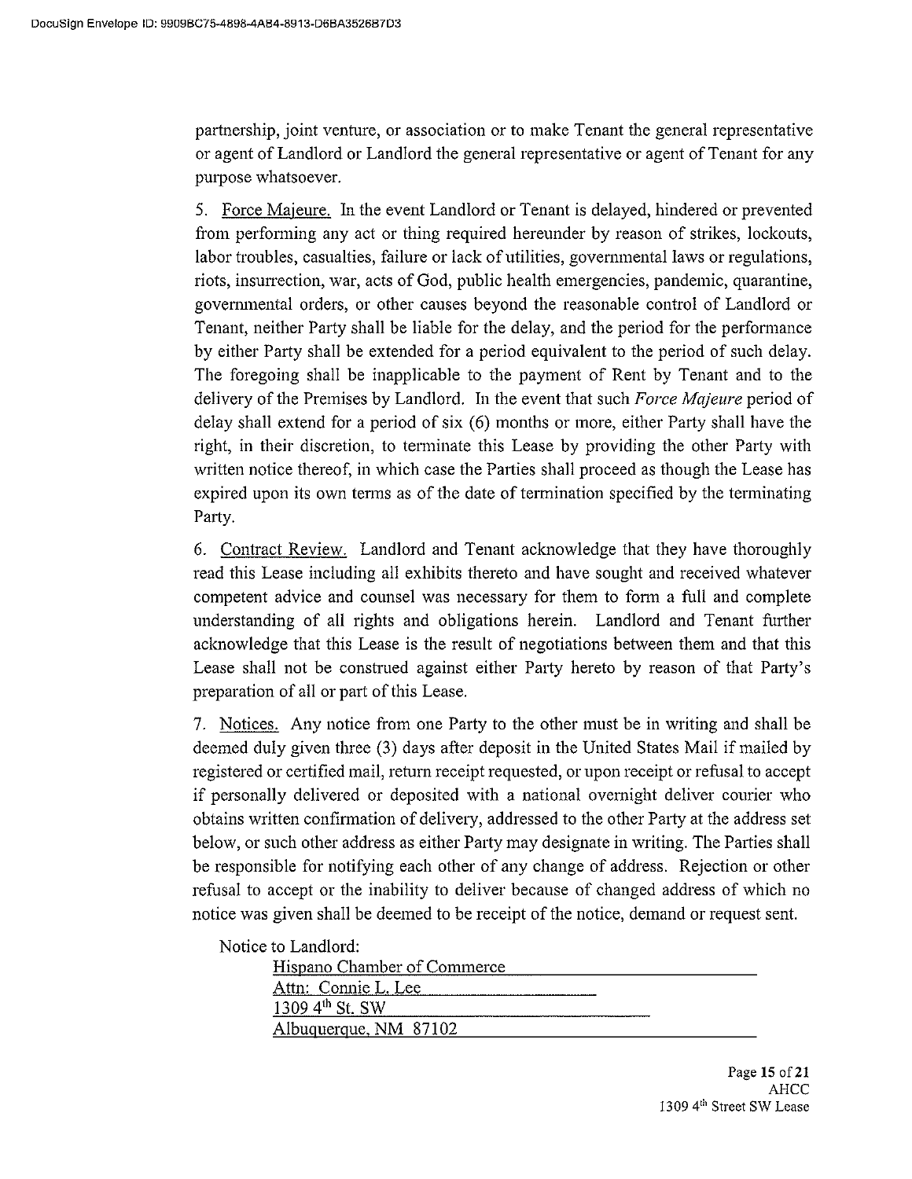partnership, joint venture, or association or to make Tenant the general representative or agent of Landlord or Landlord the general representative or agent of Tenant for any purpose whatsoever.

5. Force Majeure. In the event Landlord or Tenant is delayed, hindered or prevented from performing any act or thing required hereunder by reason of strikes, lockouts, labor troubles, casualties, failure or lack of utilities, governmental laws or regulations, riots, insurrection, war, acts of God, public health emergencies, pandemic, quarantine, governmental orders, or other causes beyond the reasonable control of Landlord or Tenant, neither Party shall be liable for the delay, and the period for the performance by either Party shall be extended for a period equivalent to the period of such delay. The foregoing shall be inapplicable to the payment of Rent by Tenant and to the delivery of the Premises by Landlord. In the event that such *Force Majeure* period of delay shall extend for a period of six (6) months or more, either Party shall have the right, in their discretion, to terminate this Lease by providing the other Party with written notice thereof, in which case the Parties shall proceed as though the Lease has expired upon its own terms as of the date of termination specified by the terminating Party.

6. Contract Review. Landlord and Tenant acknowledge that they have thoroughly read this Lease including all exhibits thereto and have sought and received whatever competent advice and counsel was necessary for them to form a full and complete understanding of all rights and obligations herein. Landlord and Tenant further acknowledge that this Lease is the result of negotiations between them and that this Lease shall not be construed against either Party hereto by reason of that Party's preparation of all or part of this Lease.

7. Notices. Any notice from one Party to the other must be in writing and shall be deemed duly given three (3) days after deposit in the United States Mail if mailed by registered or certified mail, return receipt requested, or upon receipt or refusal to accept if personally delivered or deposited with a national overnight deliver courier who obtains written confirmation of delivery, addressed to the other Party at the address set below, or such other address as either Party may designate in writing. The Parties shall be responsible for notifying each other of any change of address. Rejection or other refusal to accept or the inability to deliver because of changed address of which no notice was given shall be deemed to be receipt of the notice, demand or request sent.

Notice to Landlord:

Hispano Chamber of Commerce
Attn: Connie L. Lee
1309 4th St. SW
Albuquerque, NM 87102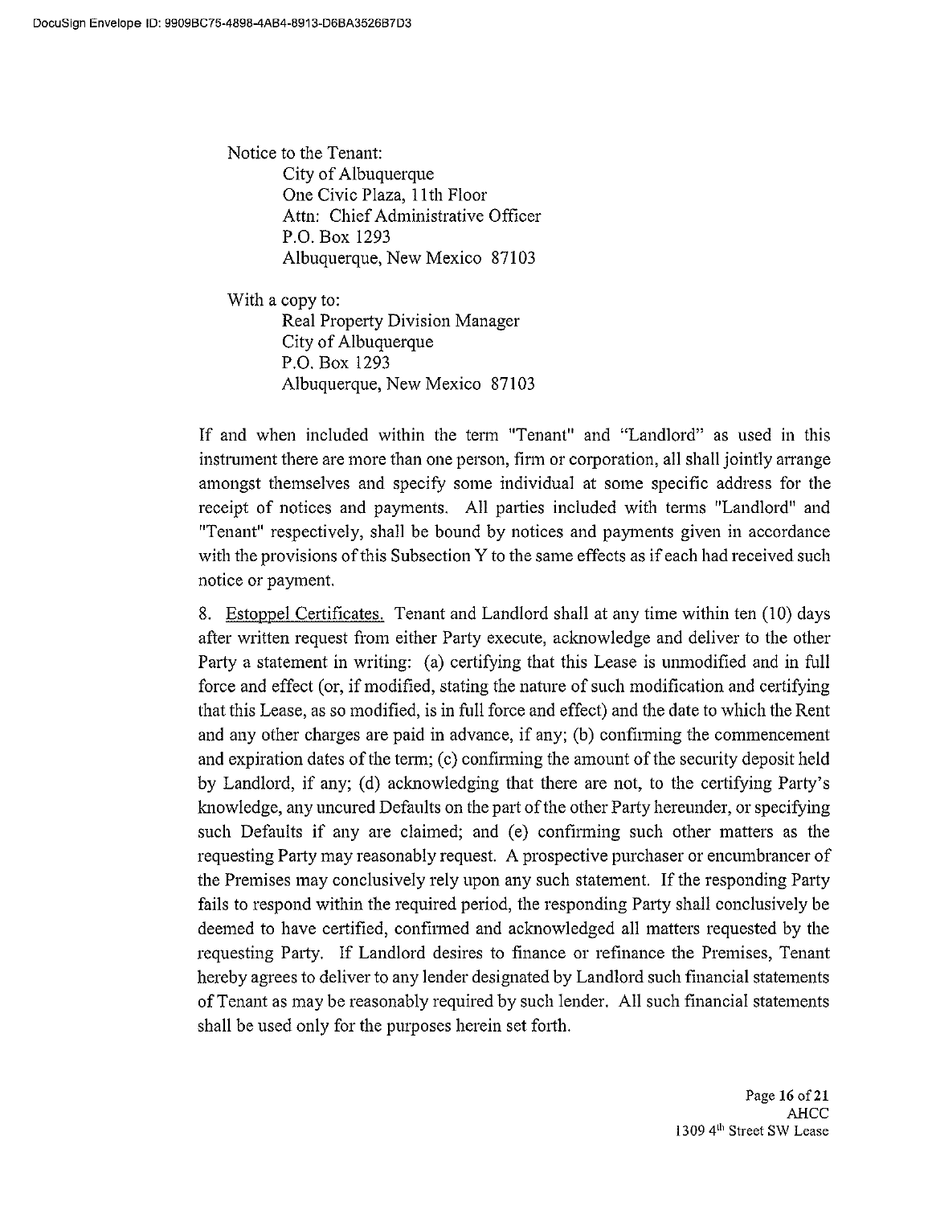Notice to the Tenant:
City of Albuquerque
One Civic Plaza, 11th Floor
Attn: Chief Administrative Officer
P.O. Box 1293
Albuquerque, New Mexico 87103

With a copy to:
Real Property Division Manager
City of Albuquerque
P.O. Box 1293
Albuquerque, New Mexico 87103

If and when included within the term "Tenant" and "Landlord" as used in this instrument there are more than one person, firm or corporation, all shall jointly arrange amongst themselves and specify some individual at some specific address for the receipt of notices and payments. All parties included with terms "Landlord" and "Tenant" respectively, shall be bound by notices and payments given in accordance with the provisions of this Subsection Y to the same effects as if each had received such notice or payment.

8. Estoppel Certificates. Tenant and Landlord shall at any time within ten (10) days after written request from either Party execute, acknowledge and deliver to the other Party a statement in writing: (a) certifying that this Lease is unmodified and in full force and effect (or, if modified, stating the nature of such modification and certifying that this Lease, as so modified, is in full force and effect) and the date to which the Rent and any other charges are paid in advance, if any; (b) confirming the commencement and expiration dates of the term; (c) confirming the amount of the security deposit held by Landlord, if any; (d) acknowledging that there are not, to the certifying Party's knowledge, any uncured Defaults on the part of the other Party hereunder, or specifying such Defaults if any are claimed; and (e) confirming such other matters as the requesting Party may reasonably request. A prospective purchaser or encumbrancer of the Premises may conclusively rely upon any such statement. If the responding Party fails to respond within the required period, the responding Party shall conclusively be deemed to have certified, confirmed and acknowledged all matters requested by the requesting Party. If Landlord desires to finance or refinance the Premises, Tenant hereby agrees to deliver to any lender designated by Landlord such financial statements of Tenant as may be reasonably required by such lender. All such financial statements shall be used only for the purposes herein set forth.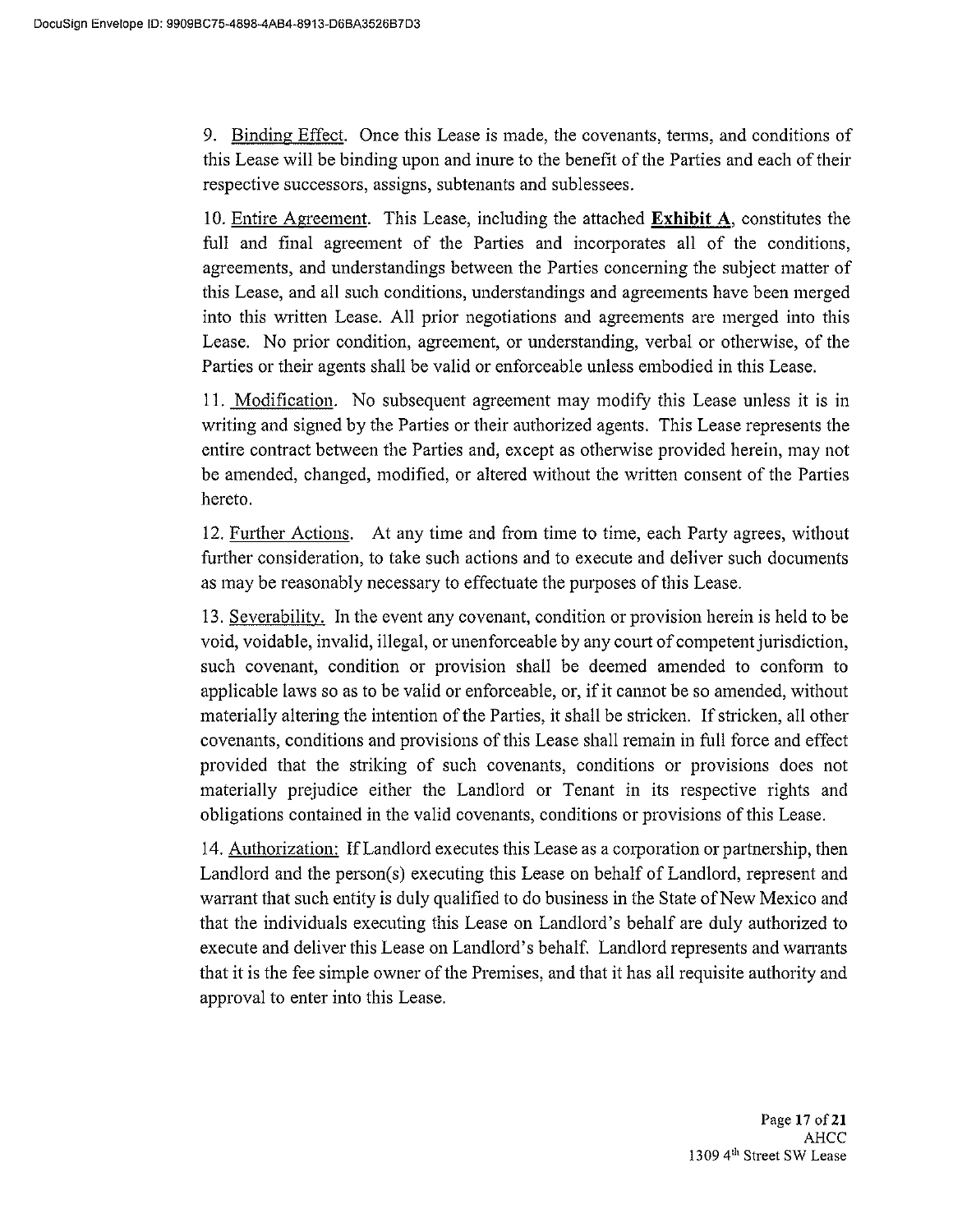9. Binding Effect. Once this Lease is made, the covenants, terms, and conditions of this Lease will be binding upon and inure to the benefit of the Parties and each of their respective successors, assigns, subtenants and sublessees.

10. Entire Agreement. This Lease, including the attached **Exhibit A**, constitutes the full and final agreement of the Parties and incorporates all of the conditions, agreements, and understandings between the Parties concerning the subject matter of this Lease, and all such conditions, understandings and agreements have been merged into this written Lease. All prior negotiations and agreements are merged into this Lease. No prior condition, agreement, or understanding, verbal or otherwise, of the Parties or their agents shall be valid or enforceable unless embodied in this Lease.

11. Modification. No subsequent agreement may modify this Lease unless it is in writing and signed by the Parties or their authorized agents. This Lease represents the entire contract between the Parties and, except as otherwise provided herein, may not be amended, changed, modified, or altered without the written consent of the Parties hereto.

12. Further Actions. At any time and from time to time, each Party agrees, without further consideration, to take such actions and to execute and deliver such documents as may be reasonably necessary to effectuate the purposes of this Lease.

13. Severability. In the event any covenant, condition or provision herein is held to be void, voidable, invalid, illegal, or unenforceable by any court of competent jurisdiction, such covenant, condition or provision shall be deemed amended to conform to applicable laws so as to be valid or enforceable, or, if it cannot be so amended, without materially altering the intention of the Parties, it shall be stricken. If stricken, all other covenants, conditions and provisions of this Lease shall remain in full force and effect provided that the striking of such covenants, conditions or provisions does not materially prejudice either the Landlord or Tenant in its respective rights and obligations contained in the valid covenants, conditions or provisions of this Lease.

14. Authorization: If Landlord executes this Lease as a corporation or partnership, then Landlord and the person(s) executing this Lease on behalf of Landlord, represent and warrant that such entity is duly qualified to do business in the State of New Mexico and that the individuals executing this Lease on Landlord's behalf are duly authorized to execute and deliver this Lease on Landlord's behalf. Landlord represents and warrants that it is the fee simple owner of the Premises, and that it has all requisite authority and approval to enter into this Lease.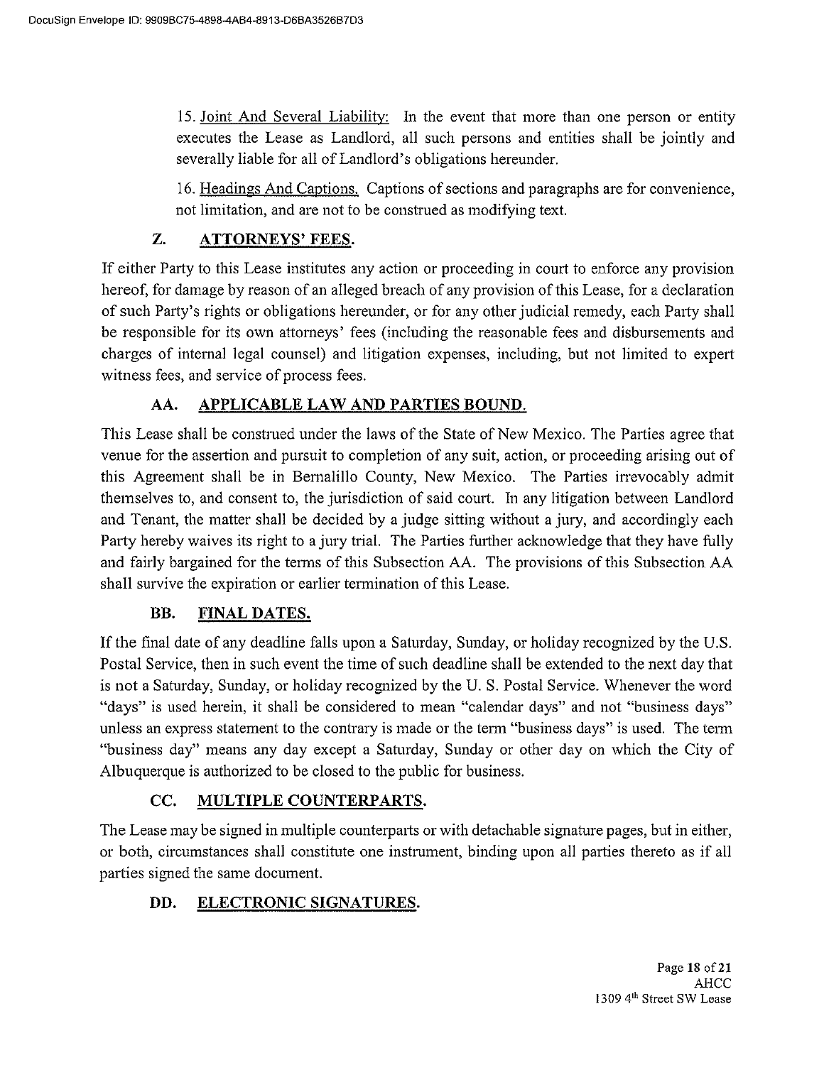15. Joint And Several Liability: In the event that more than one person or entity executes the Lease as Landlord, all such persons and entities shall be jointly and severally liable for all of Landlord's obligations hereunder.

16. Headings And Captions. Captions of sections and paragraphs are for convenience, not limitation, and are not to be construed as modifying text.

## Z. ATTORNEYS' FEES.

If either Party to this Lease institutes any action or proceeding in court to enforce any provision hereof, for damage by reason of an alleged breach of any provision of this Lease, for a declaration of such Party's rights or obligations hereunder, or for any other judicial remedy, each Party shall be responsible for its own attorneys' fees (including the reasonable fees and disbursements and charges of internal legal counsel) and litigation expenses, including, but not limited to expert witness fees, and service of process fees.

## AA. APPLICABLE LAW AND PARTIES BOUND.

This Lease shall be construed under the laws of the State of New Mexico. The Parties agree that venue for the assertion and pursuit to completion of any suit, action, or proceeding arising out of this Agreement shall be in Bernalillo County, New Mexico. The Parties irrevocably admit themselves to, and consent to, the jurisdiction of said court. In any litigation between Landlord and Tenant, the matter shall be decided by a judge sitting without a jury, and accordingly each Party hereby waives its right to a jury trial. The Parties further acknowledge that they have fully and fairly bargained for the terms of this Subsection AA. The provisions of this Subsection AA shall survive the expiration or earlier termination of this Lease.

## BB. FINAL DATES.

If the final date of any deadline falls upon a Saturday, Sunday, or holiday recognized by the U.S. Postal Service, then in such event the time of such deadline shall be extended to the next day that is not a Saturday, Sunday, or holiday recognized by the U. S. Postal Service. Whenever the word "days" is used herein, it shall be considered to mean "calendar days" and not "business days" unless an express statement to the contrary is made or the term "business days" is used. The term "business day" means any day except a Saturday, Sunday or other day on which the City of Albuquerque is authorized to be closed to the public for business.

## CC. MULTIPLE COUNTERPARTS.

The Lease may be signed in multiple counterparts or with detachable signature pages, but in either, or both, circumstances shall constitute one instrument, binding upon all parties thereto as if all parties signed the same document.

## DD. ELECTRONIC SIGNATURES.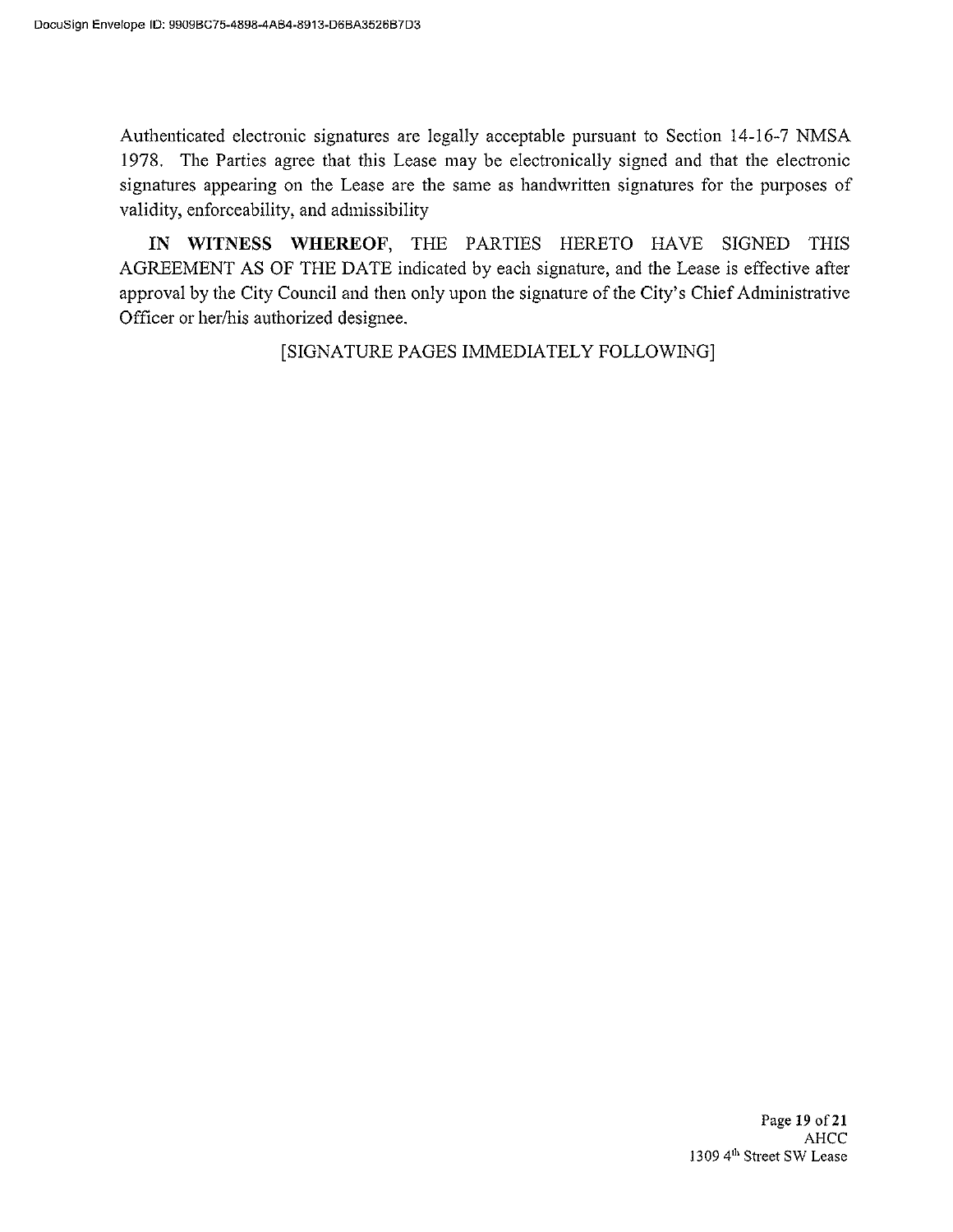Authenticated electronic signatures are legally acceptable pursuant to Section 14-16-7 NMSA 1978. The Parties agree that this Lease may be electronically signed and that the electronic signatures appearing on the Lease are the same as handwritten signatures for the purposes of validity, enforceability, and admissibility

**IN WITNESS WHEREOF**, THE PARTIES HERETO HAVE SIGNED THIS AGREEMENT AS OF THE DATE indicated by each signature, and the Lease is effective after approval by the City Council and then only upon the signature of the City's Chief Administrative Officer or her/his authorized designee.

[SIGNATURE PAGES IMMEDIATELY FOLLOWING]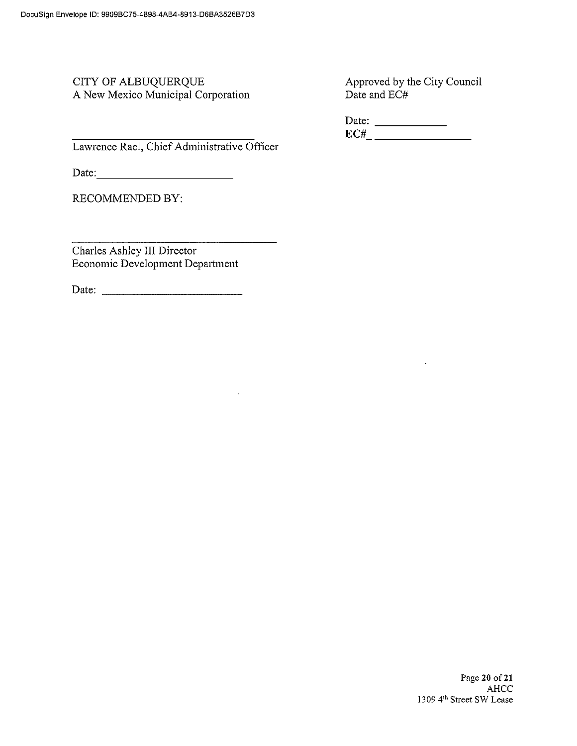CITY OF ALBUQUERQUE
A New Mexico Municipal Corporation

\_\_\_\_\_\_\_\_\_\_\_\_\_\_\_\_\_\_\_\_\_\_\_\_\_\_\_\_\_\_\_\_\_\_
Lawrence Rael, Chief Administrative Officer

Date:\_\_\_\_\_\_\_\_\_\_\_\_\_\_\_\_\_\_\_\_\_\_\_

RECOMMENDED BY:

\_\_\_\_\_\_\_\_\_\_\_\_\_\_\_\_\_\_\_\_\_\_\_\_\_\_\_\_\_\_\_\_\_\_\_\_\_
Charles Ashley III Director
Economic Development Department

Date: \_\_\_\_\_\_\_\_\_\_\_\_\_\_\_\_\_\_\_\_\_\_\_\_\_\_

Approved by the City Council
Date and EC#

Date: \_\_\_\_\_\_\_\_\_\_\_\_
**EC#**\_ \_\_\_\_\_\_\_\_\_\_\_\_\_\_\_\_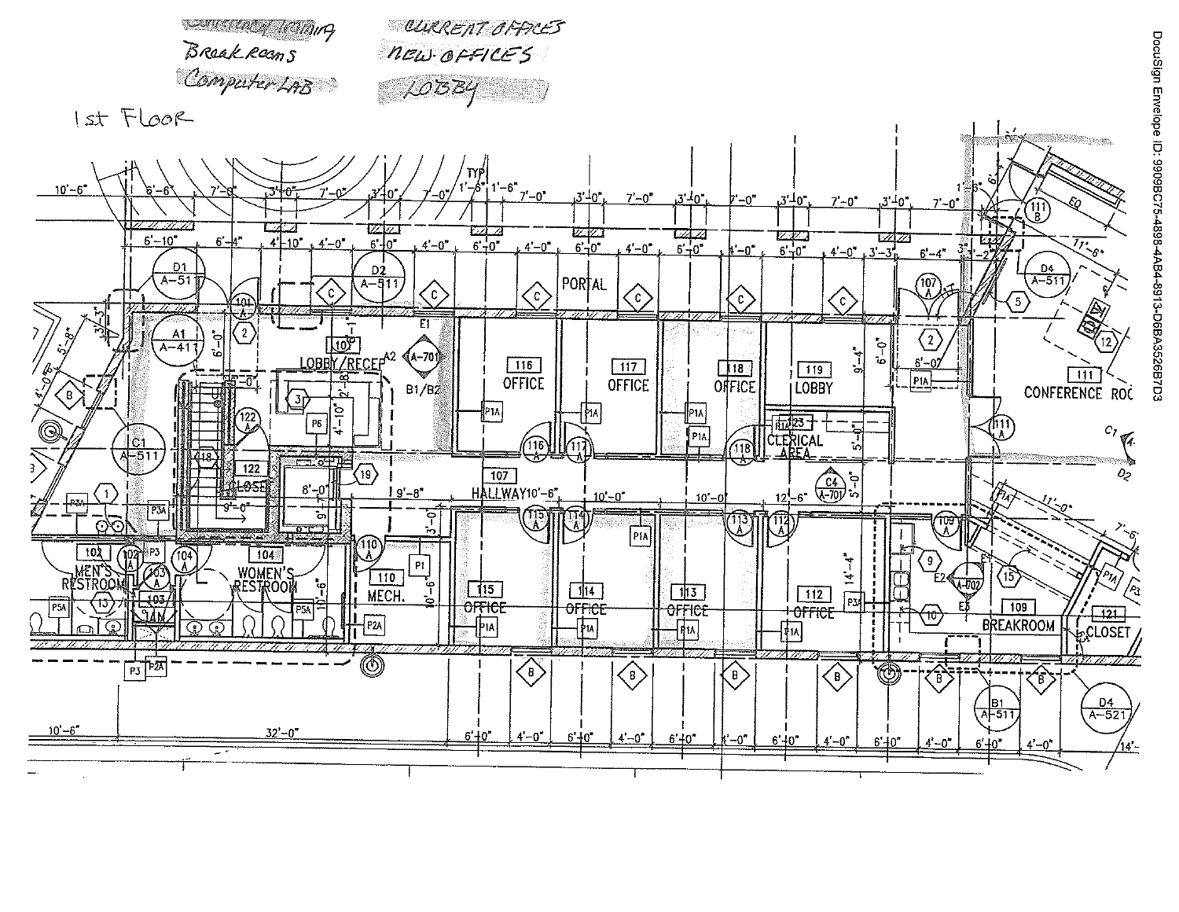Consulting/Training — Breakrooms — Computer LAB

CURRENT OFFICES — NEW OFFICES — LOBBY

1st Floor

101 LOBBY/RECEP

102 MEN'S RESTROOM

103 JAN

104 WOMEN'S RESTROOM

107 HALLWAY

109 BREAKROOM

110 MECH.

111 CONFERENCE ROOM

112 OFFICE

113 OFFICE

114 OFFICE

115 OFFICE

116 OFFICE

117 OFFICE

118 OFFICE

119 LOBBY

121 CLOSET

122 CLOSET

123 CLERICAL AREA

PORTAL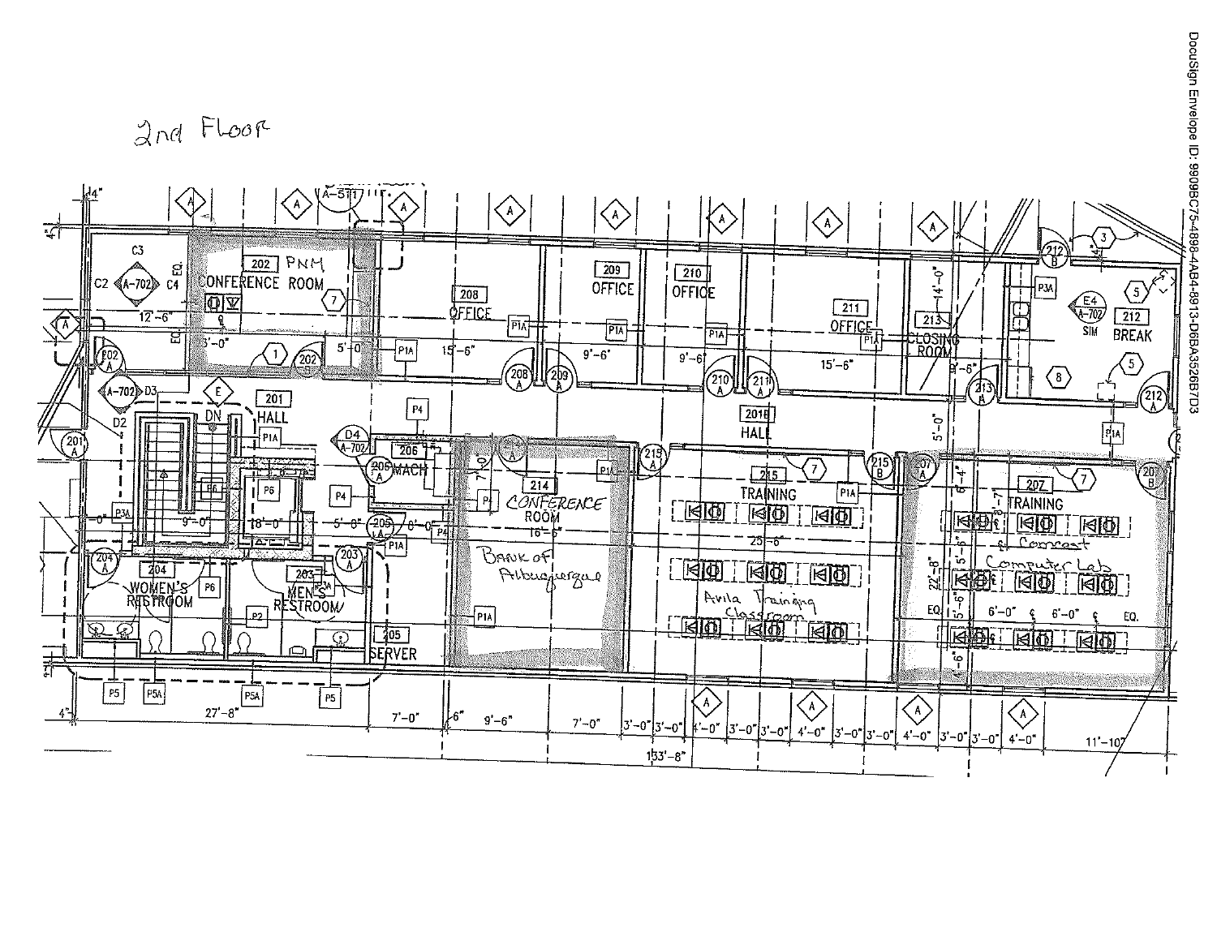2nd Floor

202 PNM CONFERENCE ROOM

208 OFFICE

209 OFFICE

210 OFFICE

211 OFFICE

213 CLOSING ROOM

212 BREAK

201 HALL

201B HALL

206 MACH

214 CONFERENCE ROOM

Bank of Albuquerque

215 TRAINING

Avila Training Classroom

207 TRAINING

Comcast Computer Lab

204 WOMEN'S RESTROOM

203 MEN'S RESTROOM

205 SERVER

133'-8"